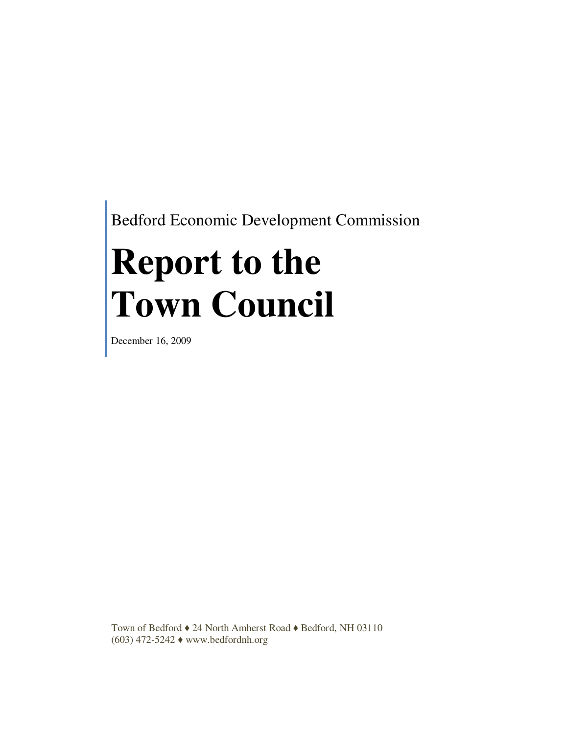Bedford Economic Development Commission

# Report to the Town Council

December 16, 2009

Town of Bedford ♦ 24 North Amherst Road ♦ Bedford, NH 03110
(603) 472-5242 ♦ www.bedfordnh.org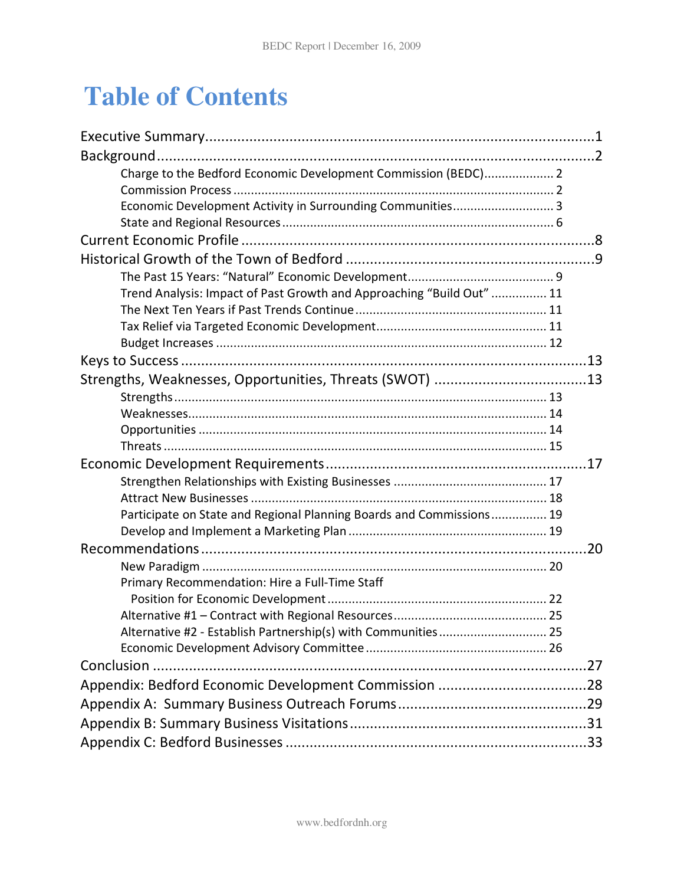# Table of Contents

Executive Summary....1

Background....2

- Charge to the Bedford Economic Development Commission (BEDC)....2
- Commission Process....2
- Economic Development Activity in Surrounding Communities....3
- State and Regional Resources....6

Current Economic Profile....8

Historical Growth of the Town of Bedford....9

- The Past 15 Years: "Natural" Economic Development....9
- Trend Analysis: Impact of Past Growth and Approaching "Build Out"....11
- The Next Ten Years if Past Trends Continue....11
- Tax Relief via Targeted Economic Development....11
- Budget Increases....12

Keys to Success....13

Strengths, Weaknesses, Opportunities, Threats (SWOT)....13

- Strengths....13
- Weaknesses....14
- Opportunities....14
- Threats....15

Economic Development Requirements....17

- Strengthen Relationships with Existing Businesses....17
- Attract New Businesses....18
- Participate on State and Regional Planning Boards and Commissions....19
- Develop and Implement a Marketing Plan....19

Recommendations....20

- New Paradigm....20
- Primary Recommendation: Hire a Full-Time Staff Position for Economic Development....22
- Alternative #1 – Contract with Regional Resources....25
- Alternative #2 - Establish Partnership(s) with Communities....25
- Economic Development Advisory Committee....26

Conclusion....27

Appendix: Bedford Economic Development Commission....28

Appendix A: Summary Business Outreach Forums....29

Appendix B: Summary Business Visitations....31

Appendix C: Bedford Businesses....33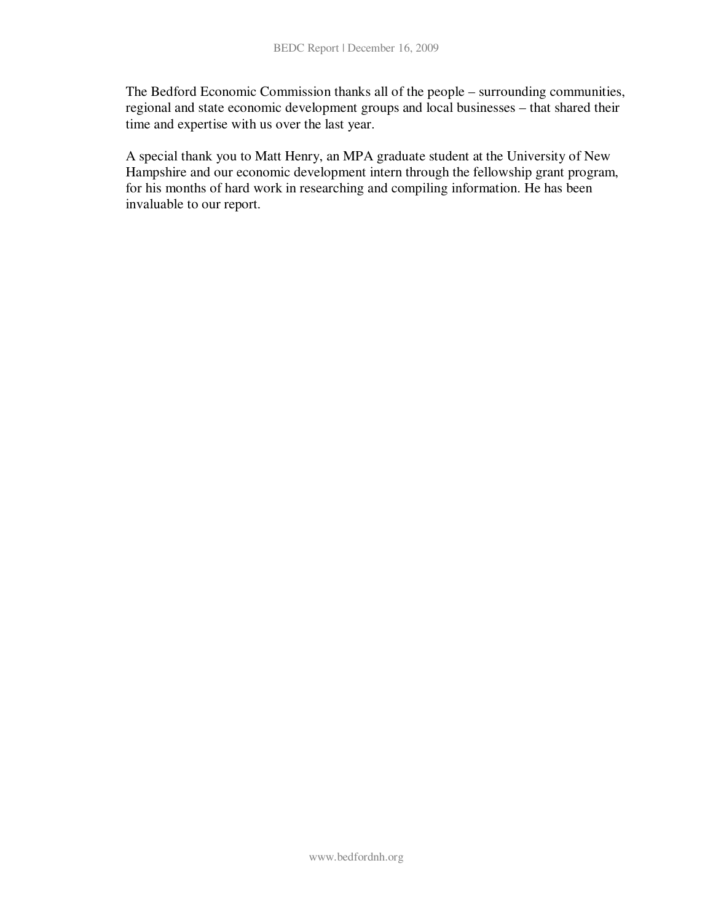The Bedford Economic Commission thanks all of the people – surrounding communities, regional and state economic development groups and local businesses – that shared their time and expertise with us over the last year.

A special thank you to Matt Henry, an MPA graduate student at the University of New Hampshire and our economic development intern through the fellowship grant program, for his months of hard work in researching and compiling information. He has been invaluable to our report.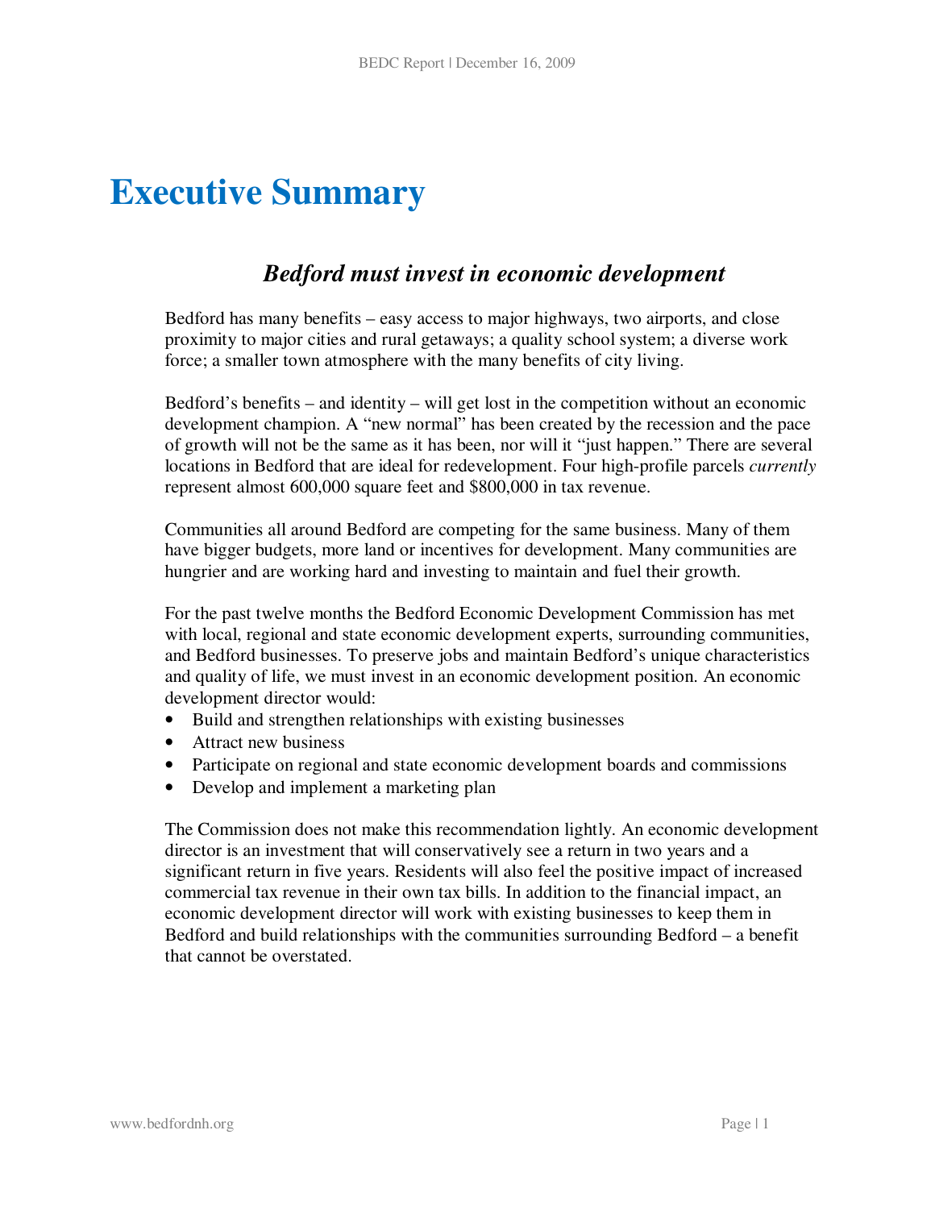# Executive Summary

## *Bedford must invest in economic development*

Bedford has many benefits – easy access to major highways, two airports, and close proximity to major cities and rural getaways; a quality school system; a diverse work force; a smaller town atmosphere with the many benefits of city living.

Bedford's benefits – and identity – will get lost in the competition without an economic development champion. A "new normal" has been created by the recession and the pace of growth will not be the same as it has been, nor will it "just happen." There are several locations in Bedford that are ideal for redevelopment. Four high-profile parcels *currently* represent almost 600,000 square feet and $800,000 in tax revenue.

Communities all around Bedford are competing for the same business. Many of them have bigger budgets, more land or incentives for development. Many communities are hungrier and are working hard and investing to maintain and fuel their growth.

For the past twelve months the Bedford Economic Development Commission has met with local, regional and state economic development experts, surrounding communities, and Bedford businesses. To preserve jobs and maintain Bedford's unique characteristics and quality of life, we must invest in an economic development position. An economic development director would:

- Build and strengthen relationships with existing businesses
- Attract new business
- Participate on regional and state economic development boards and commissions
- Develop and implement a marketing plan

The Commission does not make this recommendation lightly. An economic development director is an investment that will conservatively see a return in two years and a significant return in five years. Residents will also feel the positive impact of increased commercial tax revenue in their own tax bills. In addition to the financial impact, an economic development director will work with existing businesses to keep them in Bedford and build relationships with the communities surrounding Bedford – a benefit that cannot be overstated.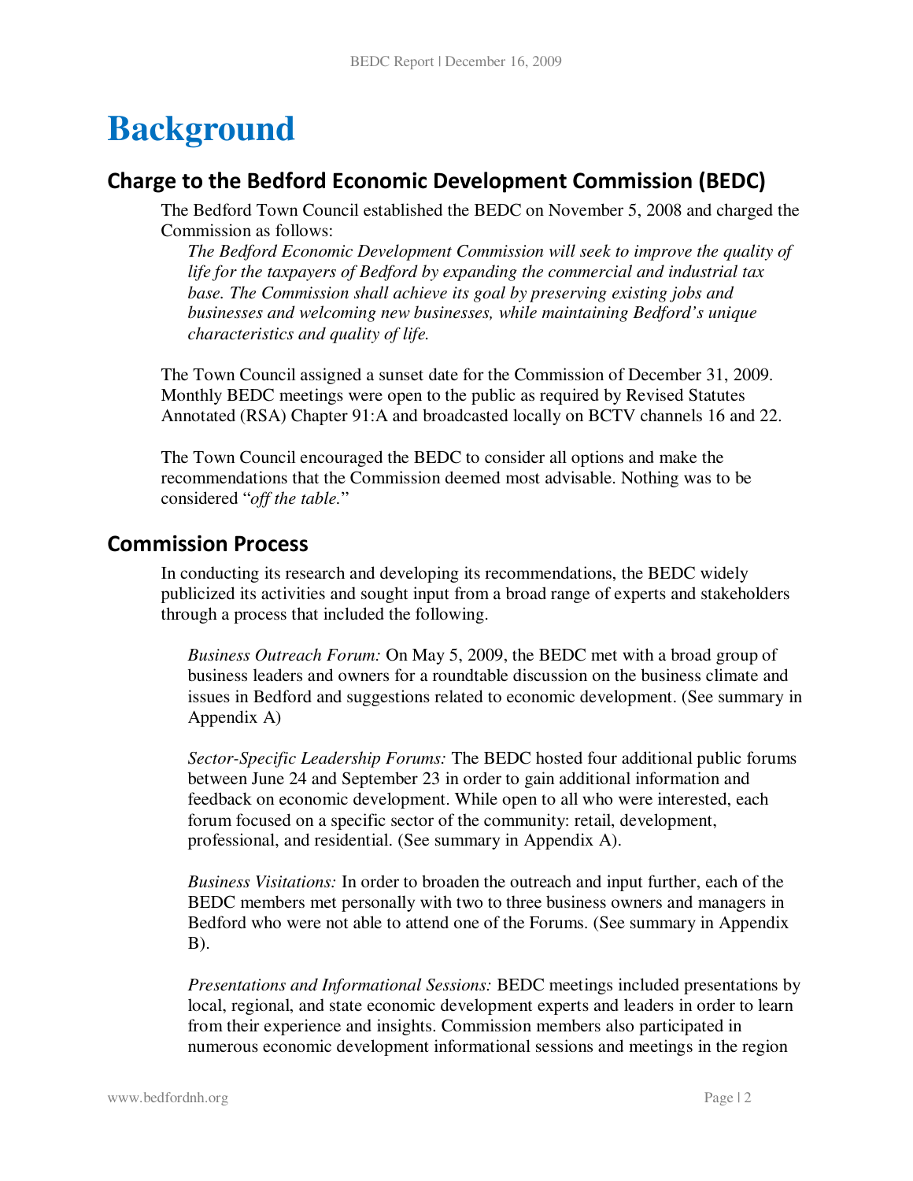# Background

## Charge to the Bedford Economic Development Commission (BEDC)

The Bedford Town Council established the BEDC on November 5, 2008 and charged the Commission as follows:

> *The Bedford Economic Development Commission will seek to improve the quality of life for the taxpayers of Bedford by expanding the commercial and industrial tax base. The Commission shall achieve its goal by preserving existing jobs and businesses and welcoming new businesses, while maintaining Bedford's unique characteristics and quality of life.*

The Town Council assigned a sunset date for the Commission of December 31, 2009. Monthly BEDC meetings were open to the public as required by Revised Statutes Annotated (RSA) Chapter 91:A and broadcasted locally on BCTV channels 16 and 22.

The Town Council encouraged the BEDC to consider all options and make the recommendations that the Commission deemed most advisable. Nothing was to be considered "*off the table.*"

## Commission Process

In conducting its research and developing its recommendations, the BEDC widely publicized its activities and sought input from a broad range of experts and stakeholders through a process that included the following.

*Business Outreach Forum:* On May 5, 2009, the BEDC met with a broad group of business leaders and owners for a roundtable discussion on the business climate and issues in Bedford and suggestions related to economic development. (See summary in Appendix A)

*Sector-Specific Leadership Forums:* The BEDC hosted four additional public forums between June 24 and September 23 in order to gain additional information and feedback on economic development. While open to all who were interested, each forum focused on a specific sector of the community: retail, development, professional, and residential. (See summary in Appendix A).

*Business Visitations:* In order to broaden the outreach and input further, each of the BEDC members met personally with two to three business owners and managers in Bedford who were not able to attend one of the Forums. (See summary in Appendix B).

*Presentations and Informational Sessions:* BEDC meetings included presentations by local, regional, and state economic development experts and leaders in order to learn from their experience and insights. Commission members also participated in numerous economic development informational sessions and meetings in the region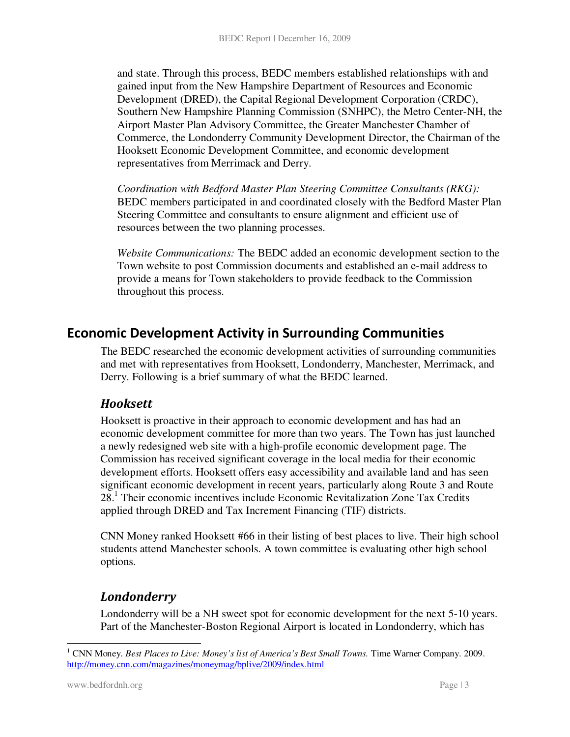and state. Through this process, BEDC members established relationships with and gained input from the New Hampshire Department of Resources and Economic Development (DRED), the Capital Regional Development Corporation (CRDC), Southern New Hampshire Planning Commission (SNHPC), the Metro Center-NH, the Airport Master Plan Advisory Committee, the Greater Manchester Chamber of Commerce, the Londonderry Community Development Director, the Chairman of the Hooksett Economic Development Committee, and economic development representatives from Merrimack and Derry.

*Coordination with Bedford Master Plan Steering Committee Consultants (RKG):* BEDC members participated in and coordinated closely with the Bedford Master Plan Steering Committee and consultants to ensure alignment and efficient use of resources between the two planning processes.

*Website Communications:* The BEDC added an economic development section to the Town website to post Commission documents and established an e-mail address to provide a means for Town stakeholders to provide feedback to the Commission throughout this process.

## Economic Development Activity in Surrounding Communities

The BEDC researched the economic development activities of surrounding communities and met with representatives from Hooksett, Londonderry, Manchester, Merrimack, and Derry. Following is a brief summary of what the BEDC learned.

### *Hooksett*

Hooksett is proactive in their approach to economic development and has had an economic development committee for more than two years. The Town has just launched a newly redesigned web site with a high-profile economic development page. The Commission has received significant coverage in the local media for their economic development efforts. Hooksett offers easy accessibility and available land and has seen significant economic development in recent years, particularly along Route 3 and Route 28.[1] Their economic incentives include Economic Revitalization Zone Tax Credits applied through DRED and Tax Increment Financing (TIF) districts.

CNN Money ranked Hooksett #66 in their listing of best places to live. Their high school students attend Manchester schools. A town committee is evaluating other high school options.

### *Londonderry*

Londonderry will be a NH sweet spot for economic development for the next 5-10 years. Part of the Manchester-Boston Regional Airport is located in Londonderry, which has

---

[1] CNN Money. *Best Places to Live: Money's list of America's Best Small Towns.* Time Warner Company. 2009. http://money.cnn.com/magazines/moneymag/bplive/2009/index.html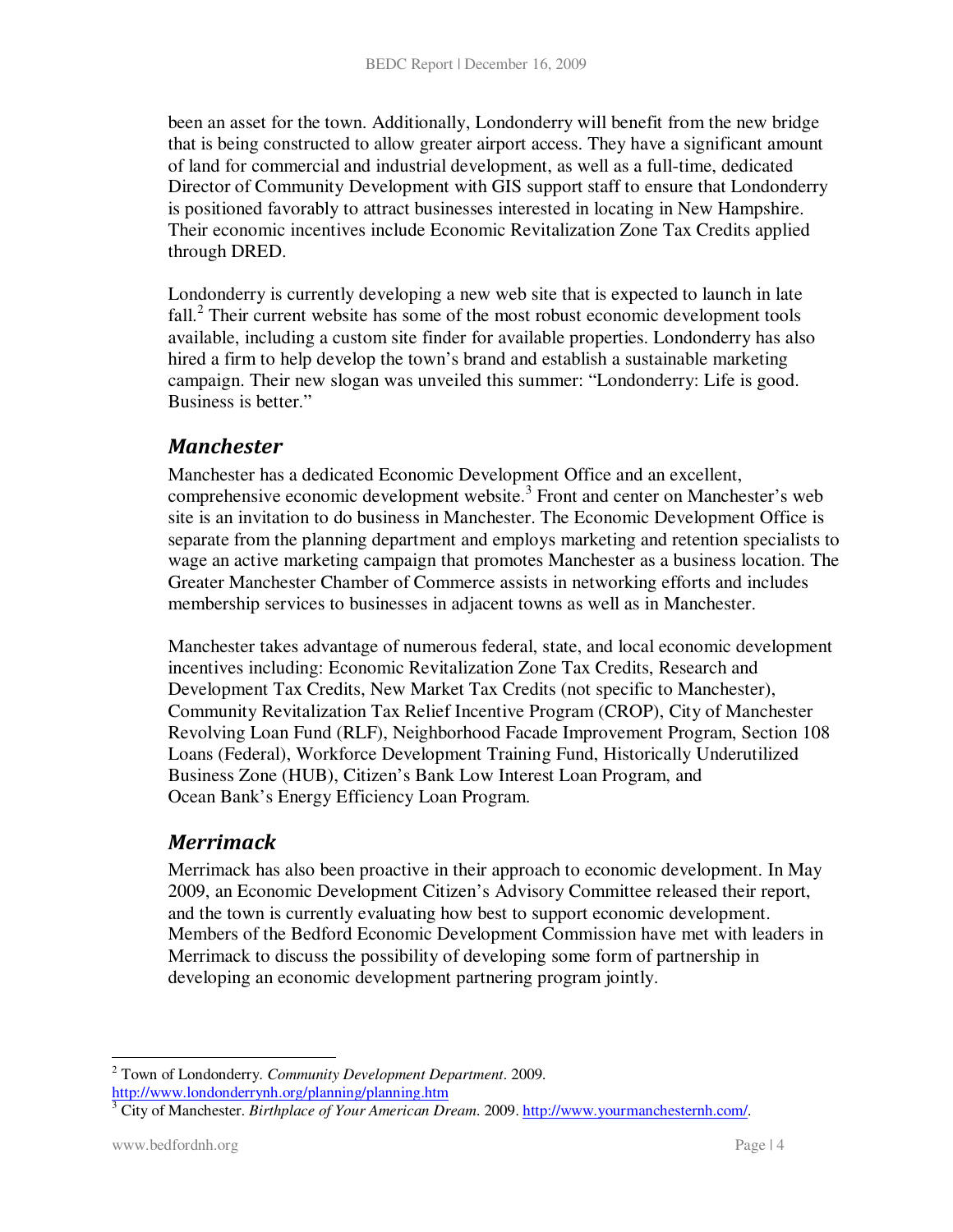been an asset for the town. Additionally, Londonderry will benefit from the new bridge that is being constructed to allow greater airport access. They have a significant amount of land for commercial and industrial development, as well as a full-time, dedicated Director of Community Development with GIS support staff to ensure that Londonderry is positioned favorably to attract businesses interested in locating in New Hampshire. Their economic incentives include Economic Revitalization Zone Tax Credits applied through DRED.

Londonderry is currently developing a new web site that is expected to launch in late fall.[2] Their current website has some of the most robust economic development tools available, including a custom site finder for available properties. Londonderry has also hired a firm to help develop the town's brand and establish a sustainable marketing campaign. Their new slogan was unveiled this summer: "Londonderry: Life is good. Business is better."

## *Manchester*

Manchester has a dedicated Economic Development Office and an excellent, comprehensive economic development website.[3] Front and center on Manchester's web site is an invitation to do business in Manchester. The Economic Development Office is separate from the planning department and employs marketing and retention specialists to wage an active marketing campaign that promotes Manchester as a business location. The Greater Manchester Chamber of Commerce assists in networking efforts and includes membership services to businesses in adjacent towns as well as in Manchester.

Manchester takes advantage of numerous federal, state, and local economic development incentives including: Economic Revitalization Zone Tax Credits, Research and Development Tax Credits, New Market Tax Credits (not specific to Manchester), Community Revitalization Tax Relief Incentive Program (CROP), City of Manchester Revolving Loan Fund (RLF), Neighborhood Facade Improvement Program, Section 108 Loans (Federal), Workforce Development Training Fund, Historically Underutilized Business Zone (HUB), Citizen's Bank Low Interest Loan Program, and Ocean Bank's Energy Efficiency Loan Program.

## *Merrimack*

Merrimack has also been proactive in their approach to economic development. In May 2009, an Economic Development Citizen's Advisory Committee released their report, and the town is currently evaluating how best to support economic development. Members of the Bedford Economic Development Commission have met with leaders in Merrimack to discuss the possibility of developing some form of partnership in developing an economic development partnering program jointly.

---

[2] Town of Londonderry. *Community Development Department*. 2009. http://www.londonderrynh.org/planning/planning.htm

[3] City of Manchester. *Birthplace of Your American Dream*. 2009. http://www.yourmanchesternh.com/.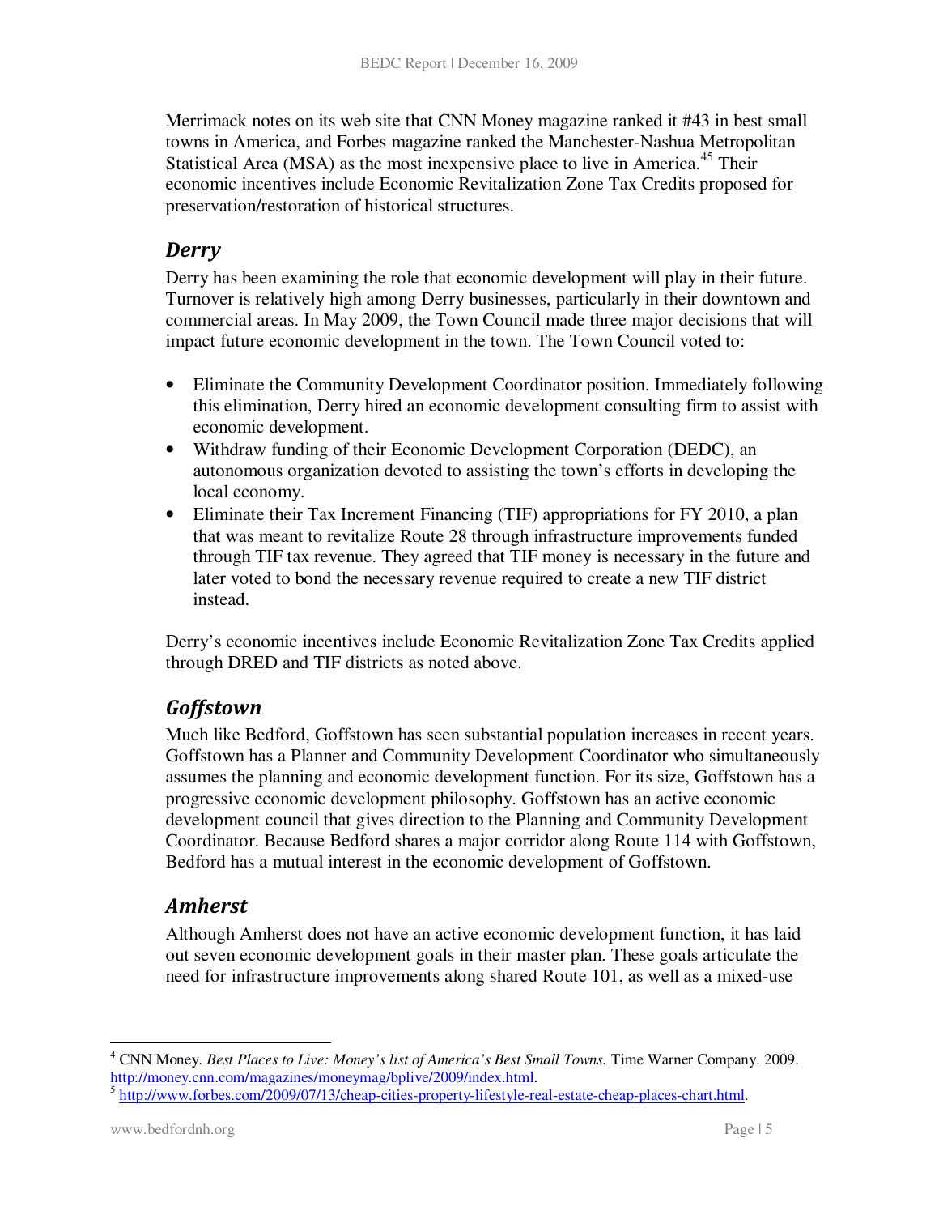Merrimack notes on its web site that CNN Money magazine ranked it #43 in best small towns in America, and Forbes magazine ranked the Manchester-Nashua Metropolitan Statistical Area (MSA) as the most inexpensive place to live in America.[4][5] Their economic incentives include Economic Revitalization Zone Tax Credits proposed for preservation/restoration of historical structures.

## *Derry*

Derry has been examining the role that economic development will play in their future. Turnover is relatively high among Derry businesses, particularly in their downtown and commercial areas. In May 2009, the Town Council made three major decisions that will impact future economic development in the town. The Town Council voted to:

- Eliminate the Community Development Coordinator position. Immediately following this elimination, Derry hired an economic development consulting firm to assist with economic development.
- Withdraw funding of their Economic Development Corporation (DEDC), an autonomous organization devoted to assisting the town's efforts in developing the local economy.
- Eliminate their Tax Increment Financing (TIF) appropriations for FY 2010, a plan that was meant to revitalize Route 28 through infrastructure improvements funded through TIF tax revenue. They agreed that TIF money is necessary in the future and later voted to bond the necessary revenue required to create a new TIF district instead.

Derry's economic incentives include Economic Revitalization Zone Tax Credits applied through DRED and TIF districts as noted above.

## *Goffstown*

Much like Bedford, Goffstown has seen substantial population increases in recent years. Goffstown has a Planner and Community Development Coordinator who simultaneously assumes the planning and economic development function. For its size, Goffstown has a progressive economic development philosophy. Goffstown has an active economic development council that gives direction to the Planning and Community Development Coordinator. Because Bedford shares a major corridor along Route 114 with Goffstown, Bedford has a mutual interest in the economic development of Goffstown.

## *Amherst*

Although Amherst does not have an active economic development function, it has laid out seven economic development goals in their master plan. These goals articulate the need for infrastructure improvements along shared Route 101, as well as a mixed-use

---

[4] CNN Money. *Best Places to Live: Money's list of America's Best Small Towns.* Time Warner Company. 2009. http://money.cnn.com/magazines/moneymag/bplive/2009/index.html.

[5] http://www.forbes.com/2009/07/13/cheap-cities-property-lifestyle-real-estate-cheap-places-chart.html.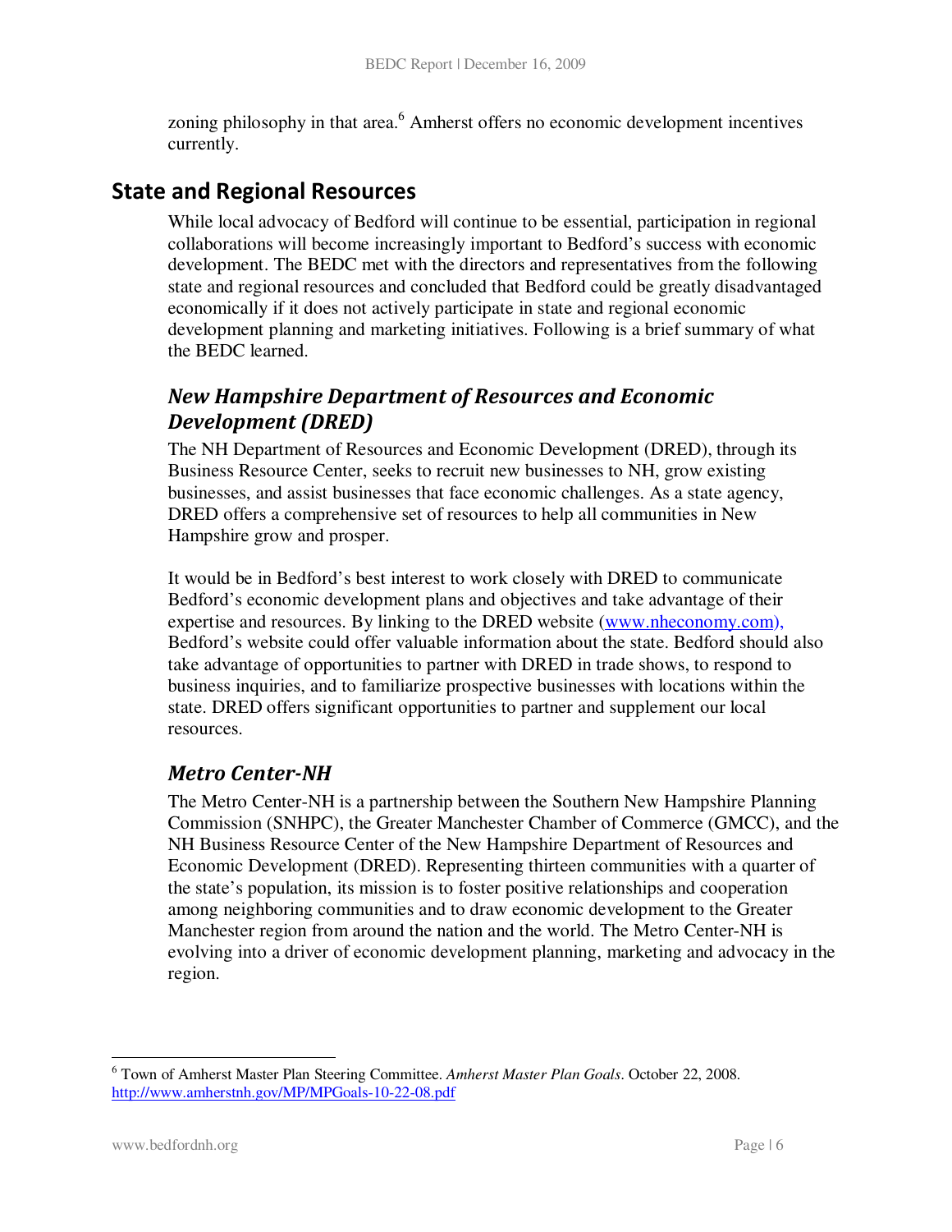zoning philosophy in that area.[6] Amherst offers no economic development incentives currently.

## State and Regional Resources

While local advocacy of Bedford will continue to be essential, participation in regional collaborations will become increasingly important to Bedford's success with economic development. The BEDC met with the directors and representatives from the following state and regional resources and concluded that Bedford could be greatly disadvantaged economically if it does not actively participate in state and regional economic development planning and marketing initiatives. Following is a brief summary of what the BEDC learned.

### *New Hampshire Department of Resources and Economic Development (DRED)*

The NH Department of Resources and Economic Development (DRED), through its Business Resource Center, seeks to recruit new businesses to NH, grow existing businesses, and assist businesses that face economic challenges. As a state agency, DRED offers a comprehensive set of resources to help all communities in New Hampshire grow and prosper.

It would be in Bedford's best interest to work closely with DRED to communicate Bedford's economic development plans and objectives and take advantage of their expertise and resources. By linking to the DRED website (www.nheconomy.com), Bedford's website could offer valuable information about the state. Bedford should also take advantage of opportunities to partner with DRED in trade shows, to respond to business inquiries, and to familiarize prospective businesses with locations within the state. DRED offers significant opportunities to partner and supplement our local resources.

### *Metro Center-NH*

The Metro Center-NH is a partnership between the Southern New Hampshire Planning Commission (SNHPC), the Greater Manchester Chamber of Commerce (GMCC), and the NH Business Resource Center of the New Hampshire Department of Resources and Economic Development (DRED). Representing thirteen communities with a quarter of the state's population, its mission is to foster positive relationships and cooperation among neighboring communities and to draw economic development to the Greater Manchester region from around the nation and the world. The Metro Center-NH is evolving into a driver of economic development planning, marketing and advocacy in the region.

---

[6] Town of Amherst Master Plan Steering Committee. *Amherst Master Plan Goals*. October 22, 2008. http://www.amherstnh.gov/MP/MPGoals-10-22-08.pdf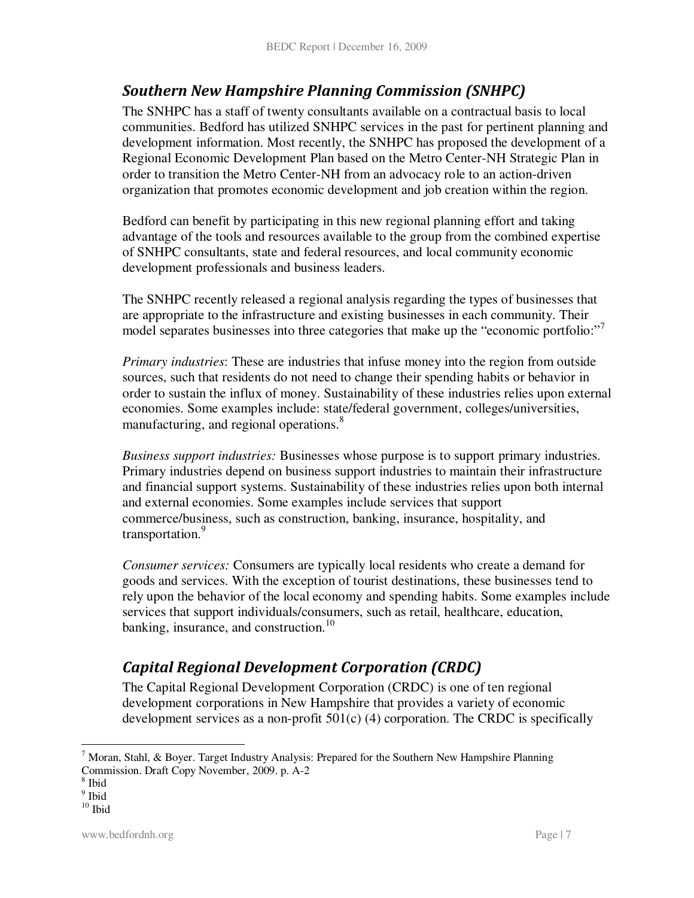## *Southern New Hampshire Planning Commission (SNHPC)*

The SNHPC has a staff of twenty consultants available on a contractual basis to local communities. Bedford has utilized SNHPC services in the past for pertinent planning and development information. Most recently, the SNHPC has proposed the development of a Regional Economic Development Plan based on the Metro Center-NH Strategic Plan in order to transition the Metro Center-NH from an advocacy role to an action-driven organization that promotes economic development and job creation within the region.

Bedford can benefit by participating in this new regional planning effort and taking advantage of the tools and resources available to the group from the combined expertise of SNHPC consultants, state and federal resources, and local community economic development professionals and business leaders.

The SNHPC recently released a regional analysis regarding the types of businesses that are appropriate to the infrastructure and existing businesses in each community. Their model separates businesses into three categories that make up the "economic portfolio:"[7]

*Primary industries*: These are industries that infuse money into the region from outside sources, such that residents do not need to change their spending habits or behavior in order to sustain the influx of money. Sustainability of these industries relies upon external economies. Some examples include: state/federal government, colleges/universities, manufacturing, and regional operations.[8]

*Business support industries:* Businesses whose purpose is to support primary industries. Primary industries depend on business support industries to maintain their infrastructure and financial support systems. Sustainability of these industries relies upon both internal and external economies. Some examples include services that support commerce/business, such as construction, banking, insurance, hospitality, and transportation.[9]

*Consumer services:* Consumers are typically local residents who create a demand for goods and services. With the exception of tourist destinations, these businesses tend to rely upon the behavior of the local economy and spending habits. Some examples include services that support individuals/consumers, such as retail, healthcare, education, banking, insurance, and construction.[10]

## *Capital Regional Development Corporation (CRDC)*

The Capital Regional Development Corporation (CRDC) is one of ten regional development corporations in New Hampshire that provides a variety of economic development services as a non-profit 501(c) (4) corporation. The CRDC is specifically

---

[7] Moran, Stahl, & Boyer. Target Industry Analysis: Prepared for the Southern New Hampshire Planning Commission. Draft Copy November, 2009. p. A-2

[8] Ibid

[9] Ibid

[10] Ibid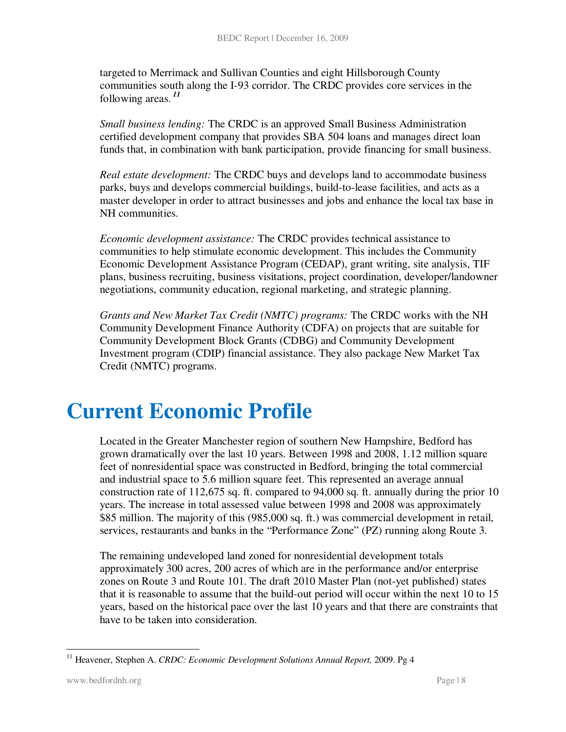targeted to Merrimack and Sullivan Counties and eight Hillsborough County communities south along the I-93 corridor. The CRDC provides core services in the following areas.[11]

*Small business lending:* The CRDC is an approved Small Business Administration certified development company that provides SBA 504 loans and manages direct loan funds that, in combination with bank participation, provide financing for small business.

*Real estate development:* The CRDC buys and develops land to accommodate business parks, buys and develops commercial buildings, build-to-lease facilities, and acts as a master developer in order to attract businesses and jobs and enhance the local tax base in NH communities.

*Economic development assistance:* The CRDC provides technical assistance to communities to help stimulate economic development. This includes the Community Economic Development Assistance Program (CEDAP), grant writing, site analysis, TIF plans, business recruiting, business visitations, project coordination, developer/landowner negotiations, community education, regional marketing, and strategic planning.

*Grants and New Market Tax Credit (NMTC) programs:* The CRDC works with the NH Community Development Finance Authority (CDFA) on projects that are suitable for Community Development Block Grants (CDBG) and Community Development Investment program (CDIP) financial assistance. They also package New Market Tax Credit (NMTC) programs.

# Current Economic Profile

Located in the Greater Manchester region of southern New Hampshire, Bedford has grown dramatically over the last 10 years. Between 1998 and 2008, 1.12 million square feet of nonresidential space was constructed in Bedford, bringing the total commercial and industrial space to 5.6 million square feet. This represented an average annual construction rate of 112,675 sq. ft. compared to 94,000 sq. ft. annually during the prior 10 years. The increase in total assessed value between 1998 and 2008 was approximately $85 million. The majority of this (985,000 sq. ft.) was commercial development in retail, services, restaurants and banks in the "Performance Zone" (PZ) running along Route 3.

The remaining undeveloped land zoned for nonresidential development totals approximately 300 acres, 200 acres of which are in the performance and/or enterprise zones on Route 3 and Route 101. The draft 2010 Master Plan (not-yet published) states that it is reasonable to assume that the build-out period will occur within the next 10 to 15 years, based on the historical pace over the last 10 years and that there are constraints that have to be taken into consideration.

---

[11] Heavener, Stephen A. *CRDC: Economic Development Solutions Annual Report,* 2009. Pg 4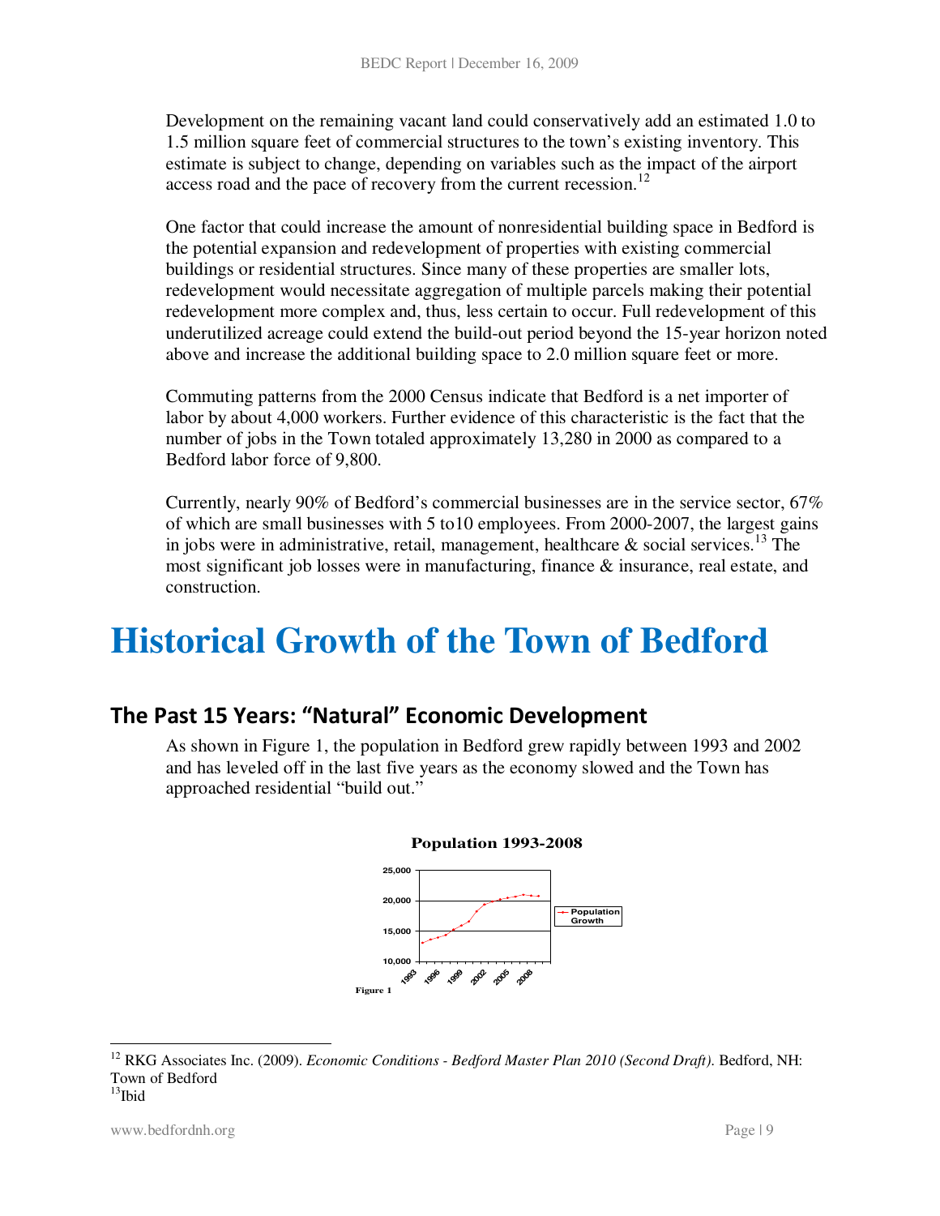Development on the remaining vacant land could conservatively add an estimated 1.0 to 1.5 million square feet of commercial structures to the town's existing inventory. This estimate is subject to change, depending on variables such as the impact of the airport access road and the pace of recovery from the current recession.[12]

One factor that could increase the amount of nonresidential building space in Bedford is the potential expansion and redevelopment of properties with existing commercial buildings or residential structures. Since many of these properties are smaller lots, redevelopment would necessitate aggregation of multiple parcels making their potential redevelopment more complex and, thus, less certain to occur. Full redevelopment of this underutilized acreage could extend the build-out period beyond the 15-year horizon noted above and increase the additional building space to 2.0 million square feet or more.

Commuting patterns from the 2000 Census indicate that Bedford is a net importer of labor by about 4,000 workers. Further evidence of this characteristic is the fact that the number of jobs in the Town totaled approximately 13,280 in 2000 as compared to a Bedford labor force of 9,800.

Currently, nearly 90% of Bedford's commercial businesses are in the service sector, 67% of which are small businesses with 5 to10 employees. From 2000-2007, the largest gains in jobs were in administrative, retail, management, healthcare & social services.[13] The most significant job losses were in manufacturing, finance & insurance, real estate, and construction.

# Historical Growth of the Town of Bedford

## The Past 15 Years: "Natural" Economic Development

As shown in Figure 1, the population in Bedford grew rapidly between 1993 and 2002 and has leveled off in the last five years as the economy slowed and the Town has approached residential "build out."

**Population 1993-2008**

Figure 1

---

[12] RKG Associates Inc. (2009). *Economic Conditions - Bedford Master Plan 2010 (Second Draft)*. Bedford, NH: Town of Bedford

[13] Ibid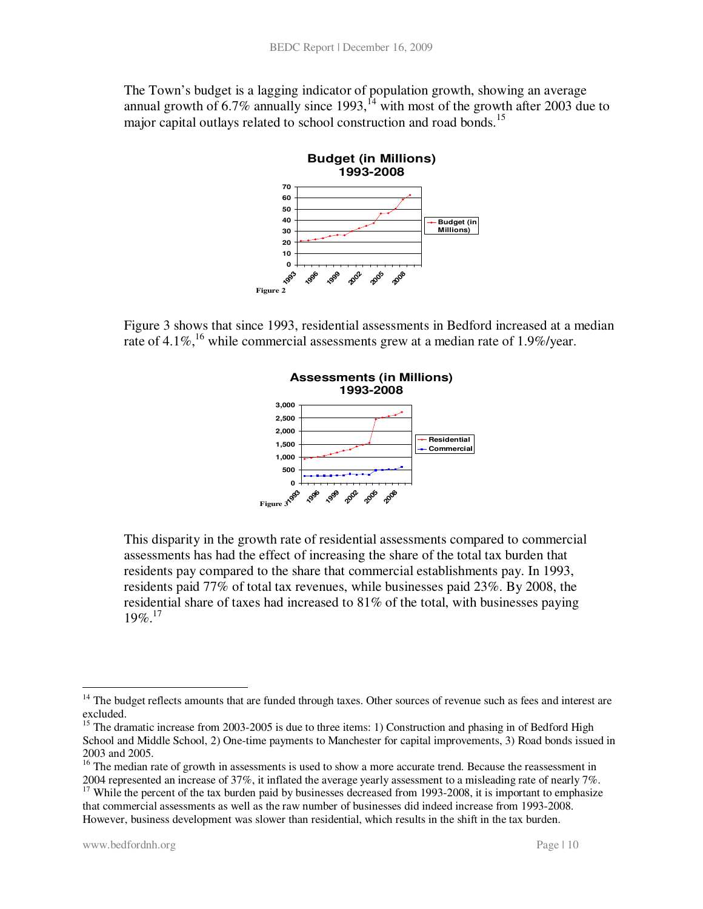The Town's budget is a lagging indicator of population growth, showing an average annual growth of 6.7% annually since 1993,[14] with most of the growth after 2003 due to major capital outlays related to school construction and road bonds.[15]

Figure 2

Figure 3 shows that since 1993, residential assessments in Bedford increased at a median rate of 4.1%,[16] while commercial assessments grew at a median rate of 1.9%/year.

Figure 3

This disparity in the growth rate of residential assessments compared to commercial assessments has had the effect of increasing the share of the total tax burden that residents pay compared to the share that commercial establishments pay. In 1993, residents paid 77% of total tax revenues, while businesses paid 23%. By 2008, the residential share of taxes had increased to 81% of the total, with businesses paying 19%.[17]

---

[14] The budget reflects amounts that are funded through taxes. Other sources of revenue such as fees and interest are excluded.

[15] The dramatic increase from 2003-2005 is due to three items: 1) Construction and phasing in of Bedford High School and Middle School, 2) One-time payments to Manchester for capital improvements, 3) Road bonds issued in 2003 and 2005.

[16] The median rate of growth in assessments is used to show a more accurate trend. Because the reassessment in 2004 represented an increase of 37%, it inflated the average yearly assessment to a misleading rate of nearly 7%.

[17] While the percent of the tax burden paid by businesses decreased from 1993-2008, it is important to emphasize that commercial assessments as well as the raw number of businesses did indeed increase from 1993-2008. However, business development was slower than residential, which results in the shift in the tax burden.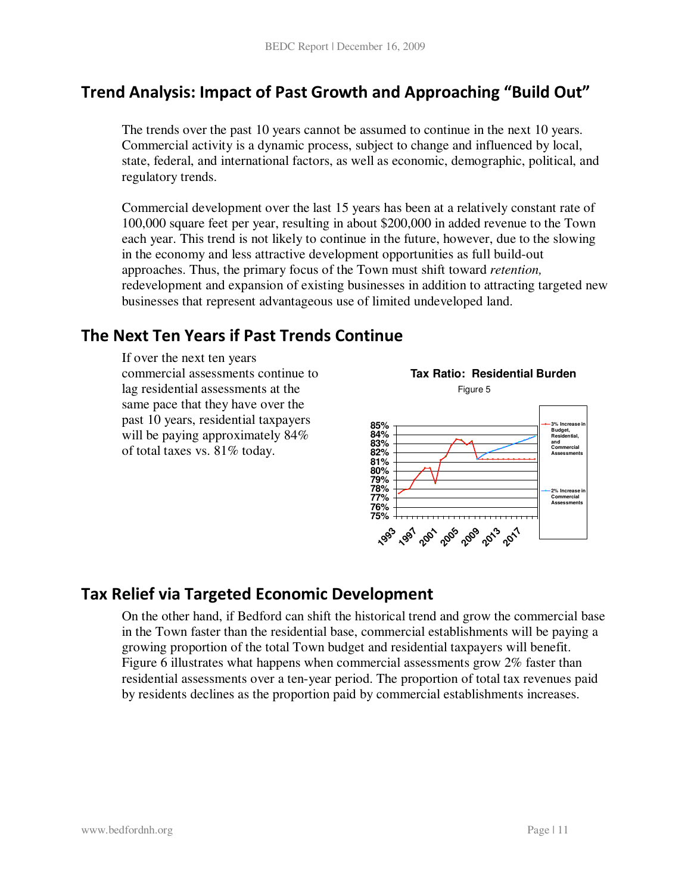## Trend Analysis: Impact of Past Growth and Approaching "Build Out"

The trends over the past 10 years cannot be assumed to continue in the next 10 years. Commercial activity is a dynamic process, subject to change and influenced by local, state, federal, and international factors, as well as economic, demographic, political, and regulatory trends.

Commercial development over the last 15 years has been at a relatively constant rate of 100,000 square feet per year, resulting in about $200,000 in added revenue to the Town each year. This trend is not likely to continue in the future, however, due to the slowing in the economy and less attractive development opportunities as full build-out approaches. Thus, the primary focus of the Town must shift toward *retention,* redevelopment and expansion of existing businesses in addition to attracting targeted new businesses that represent advantageous use of limited undeveloped land.

## The Next Ten Years if Past Trends Continue

If over the next ten years commercial assessments continue to lag residential assessments at the same pace that they have over the past 10 years, residential taxpayers will be paying approximately 84% of total taxes vs. 81% today.

**Tax Ratio: Residential Burden**

Figure 5

## Tax Relief via Targeted Economic Development

On the other hand, if Bedford can shift the historical trend and grow the commercial base in the Town faster than the residential base, commercial establishments will be paying a growing proportion of the total Town budget and residential taxpayers will benefit. Figure 6 illustrates what happens when commercial assessments grow 2% faster than residential assessments over a ten-year period. The proportion of total tax revenues paid by residents declines as the proportion paid by commercial establishments increases.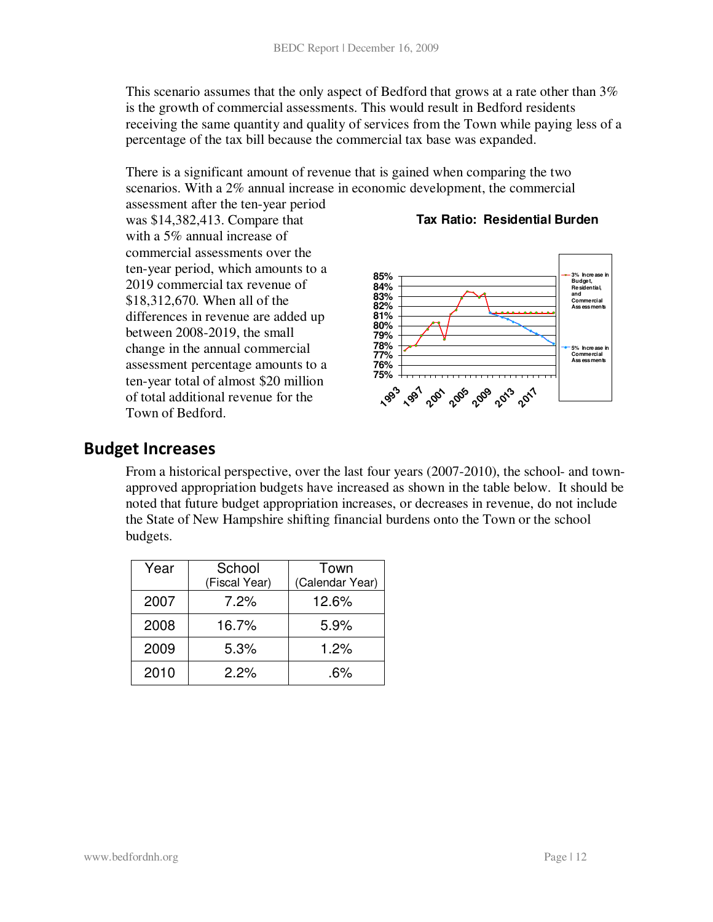This scenario assumes that the only aspect of Bedford that grows at a rate other than 3% is the growth of commercial assessments. This would result in Bedford residents receiving the same quantity and quality of services from the Town while paying less of a percentage of the tax bill because the commercial tax base was expanded.

There is a significant amount of revenue that is gained when comparing the two scenarios. With a 2% annual increase in economic development, the commercial assessment after the ten-year period was $14,382,413. Compare that with a 5% annual increase of commercial assessments over the ten-year period, which amounts to a 2019 commercial tax revenue of $18,312,670. When all of the differences in revenue are added up between 2008-2019, the small change in the annual commercial assessment percentage amounts to a ten-year total of almost $20 million of total additional revenue for the Town of Bedford.

**Tax Ratio: Residential Burden**

## Budget Increases

From a historical perspective, over the last four years (2007-2010), the school- and town-approved appropriation budgets have increased as shown in the table below. It should be noted that future budget appropriation increases, or decreases in revenue, do not include the State of New Hampshire shifting financial burdens onto the Town or the school budgets.

| Year | School (Fiscal Year) | Town (Calendar Year) |
|---|---|---|
| 2007 | 7.2% | 12.6% |
| 2008 | 16.7% | 5.9% |
| 2009 | 5.3% | 1.2% |
| 2010 | 2.2% | .6% |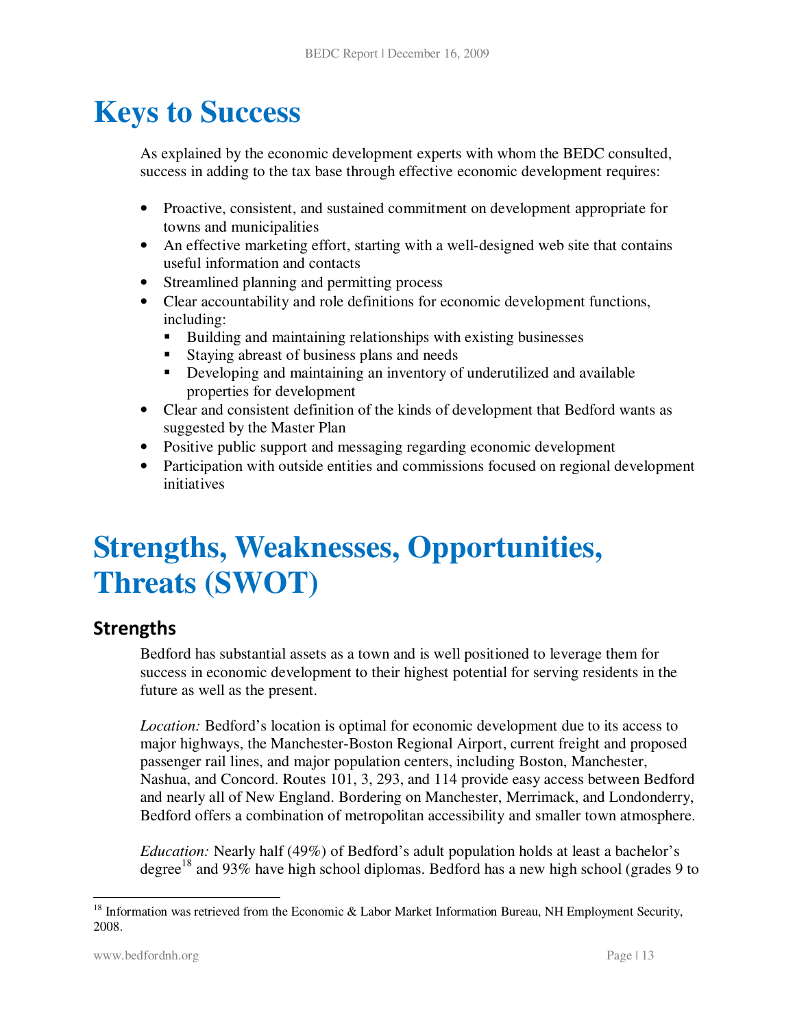# Keys to Success

As explained by the economic development experts with whom the BEDC consulted, success in adding to the tax base through effective economic development requires:

- Proactive, consistent, and sustained commitment on development appropriate for towns and municipalities
- An effective marketing effort, starting with a well-designed web site that contains useful information and contacts
- Streamlined planning and permitting process
- Clear accountability and role definitions for economic development functions, including:
  - Building and maintaining relationships with existing businesses
  - Staying abreast of business plans and needs
  - Developing and maintaining an inventory of underutilized and available properties for development
- Clear and consistent definition of the kinds of development that Bedford wants as suggested by the Master Plan
- Positive public support and messaging regarding economic development
- Participation with outside entities and commissions focused on regional development initiatives

# Strengths, Weaknesses, Opportunities, Threats (SWOT)

## Strengths

Bedford has substantial assets as a town and is well positioned to leverage them for success in economic development to their highest potential for serving residents in the future as well as the present.

*Location:* Bedford's location is optimal for economic development due to its access to major highways, the Manchester-Boston Regional Airport, current freight and proposed passenger rail lines, and major population centers, including Boston, Manchester, Nashua, and Concord. Routes 101, 3, 293, and 114 provide easy access between Bedford and nearly all of New England. Bordering on Manchester, Merrimack, and Londonderry, Bedford offers a combination of metropolitan accessibility and smaller town atmosphere.

*Education:* Nearly half (49%) of Bedford's adult population holds at least a bachelor's degree[18] and 93% have high school diplomas. Bedford has a new high school (grades 9 to

[18] Information was retrieved from the Economic & Labor Market Information Bureau, NH Employment Security, 2008.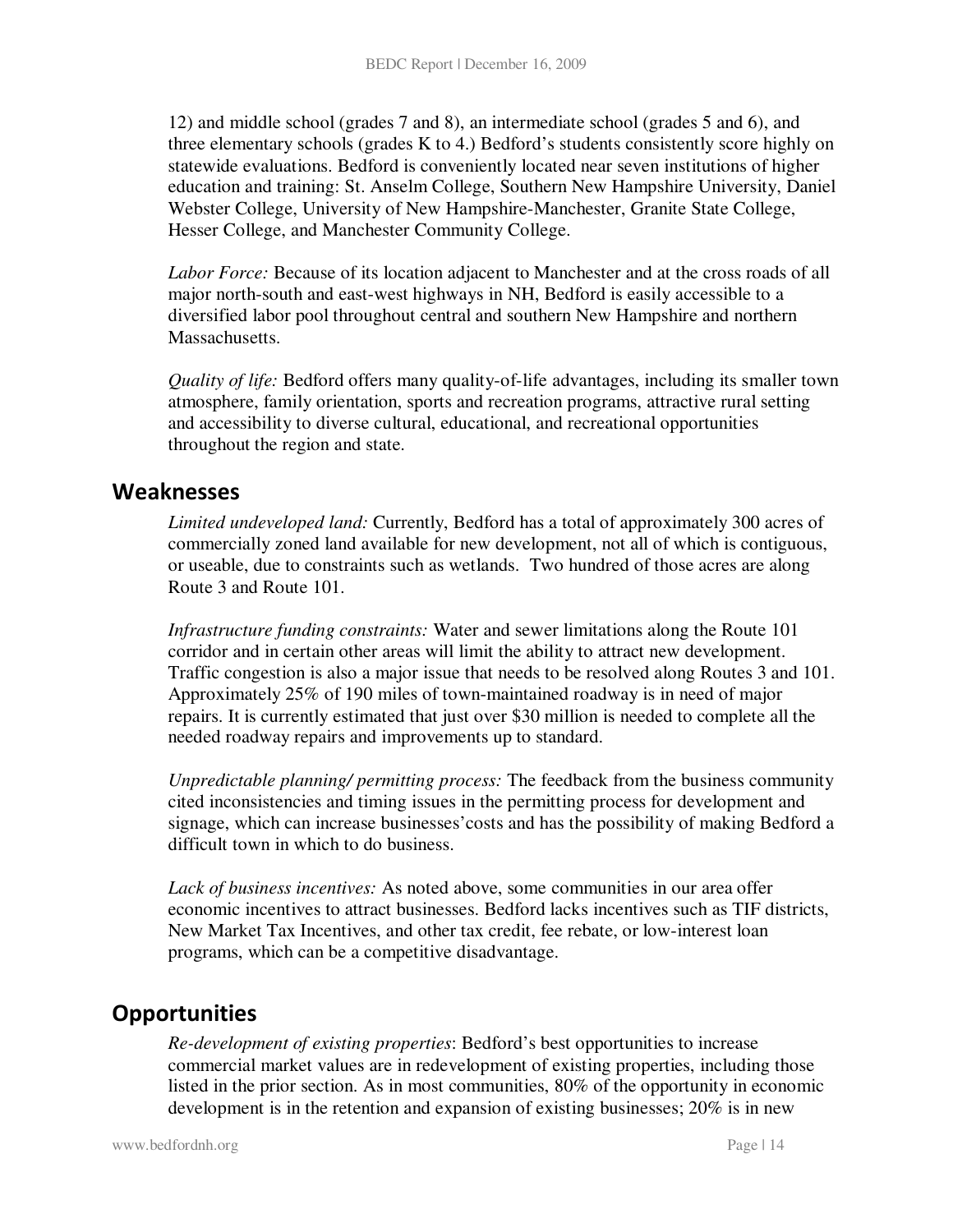12) and middle school (grades 7 and 8), an intermediate school (grades 5 and 6), and three elementary schools (grades K to 4.) Bedford's students consistently score highly on statewide evaluations. Bedford is conveniently located near seven institutions of higher education and training: St. Anselm College, Southern New Hampshire University, Daniel Webster College, University of New Hampshire-Manchester, Granite State College, Hesser College, and Manchester Community College.

*Labor Force:* Because of its location adjacent to Manchester and at the cross roads of all major north-south and east-west highways in NH, Bedford is easily accessible to a diversified labor pool throughout central and southern New Hampshire and northern Massachusetts.

*Quality of life:* Bedford offers many quality-of-life advantages, including its smaller town atmosphere, family orientation, sports and recreation programs, attractive rural setting and accessibility to diverse cultural, educational, and recreational opportunities throughout the region and state.

## Weaknesses

*Limited undeveloped land:* Currently, Bedford has a total of approximately 300 acres of commercially zoned land available for new development, not all of which is contiguous, or useable, due to constraints such as wetlands. Two hundred of those acres are along Route 3 and Route 101.

*Infrastructure funding constraints:* Water and sewer limitations along the Route 101 corridor and in certain other areas will limit the ability to attract new development. Traffic congestion is also a major issue that needs to be resolved along Routes 3 and 101. Approximately 25% of 190 miles of town-maintained roadway is in need of major repairs. It is currently estimated that just over $30 million is needed to complete all the needed roadway repairs and improvements up to standard.

*Unpredictable planning/ permitting process:* The feedback from the business community cited inconsistencies and timing issues in the permitting process for development and signage, which can increase businesses'costs and has the possibility of making Bedford a difficult town in which to do business.

*Lack of business incentives:* As noted above, some communities in our area offer economic incentives to attract businesses. Bedford lacks incentives such as TIF districts, New Market Tax Incentives, and other tax credit, fee rebate, or low-interest loan programs, which can be a competitive disadvantage.

## Opportunities

*Re-development of existing properties*: Bedford's best opportunities to increase commercial market values are in redevelopment of existing properties, including those listed in the prior section. As in most communities, 80% of the opportunity in economic development is in the retention and expansion of existing businesses; 20% is in new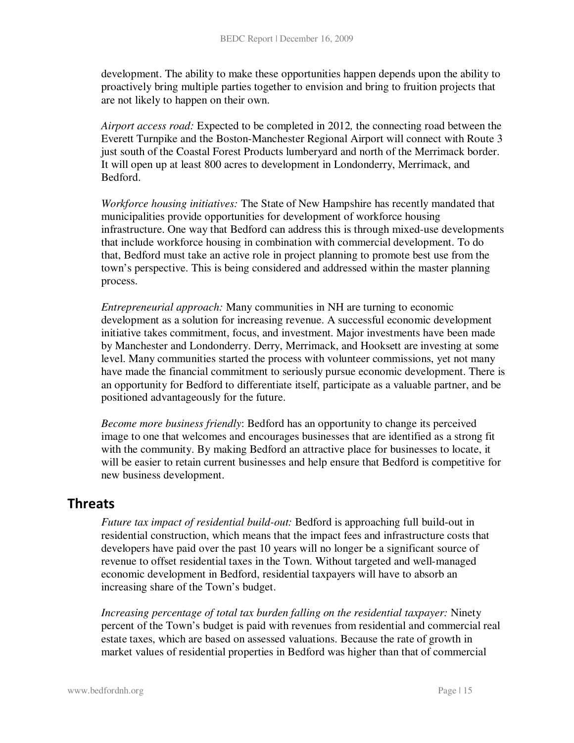development. The ability to make these opportunities happen depends upon the ability to proactively bring multiple parties together to envision and bring to fruition projects that are not likely to happen on their own.

*Airport access road:* Expected to be completed in 2012*,* the connecting road between the Everett Turnpike and the Boston-Manchester Regional Airport will connect with Route 3 just south of the Coastal Forest Products lumberyard and north of the Merrimack border. It will open up at least 800 acres to development in Londonderry, Merrimack, and Bedford.

*Workforce housing initiatives:* The State of New Hampshire has recently mandated that municipalities provide opportunities for development of workforce housing infrastructure. One way that Bedford can address this is through mixed-use developments that include workforce housing in combination with commercial development. To do that, Bedford must take an active role in project planning to promote best use from the town's perspective. This is being considered and addressed within the master planning process.

*Entrepreneurial approach:* Many communities in NH are turning to economic development as a solution for increasing revenue. A successful economic development initiative takes commitment, focus, and investment. Major investments have been made by Manchester and Londonderry. Derry, Merrimack, and Hooksett are investing at some level. Many communities started the process with volunteer commissions, yet not many have made the financial commitment to seriously pursue economic development. There is an opportunity for Bedford to differentiate itself, participate as a valuable partner, and be positioned advantageously for the future.

*Become more business friendly*: Bedford has an opportunity to change its perceived image to one that welcomes and encourages businesses that are identified as a strong fit with the community. By making Bedford an attractive place for businesses to locate, it will be easier to retain current businesses and help ensure that Bedford is competitive for new business development.

## Threats

*Future tax impact of residential build-out:* Bedford is approaching full build-out in residential construction, which means that the impact fees and infrastructure costs that developers have paid over the past 10 years will no longer be a significant source of revenue to offset residential taxes in the Town. Without targeted and well-managed economic development in Bedford, residential taxpayers will have to absorb an increasing share of the Town's budget.

*Increasing percentage of total tax burden falling on the residential taxpayer:* Ninety percent of the Town's budget is paid with revenues from residential and commercial real estate taxes, which are based on assessed valuations. Because the rate of growth in market values of residential properties in Bedford was higher than that of commercial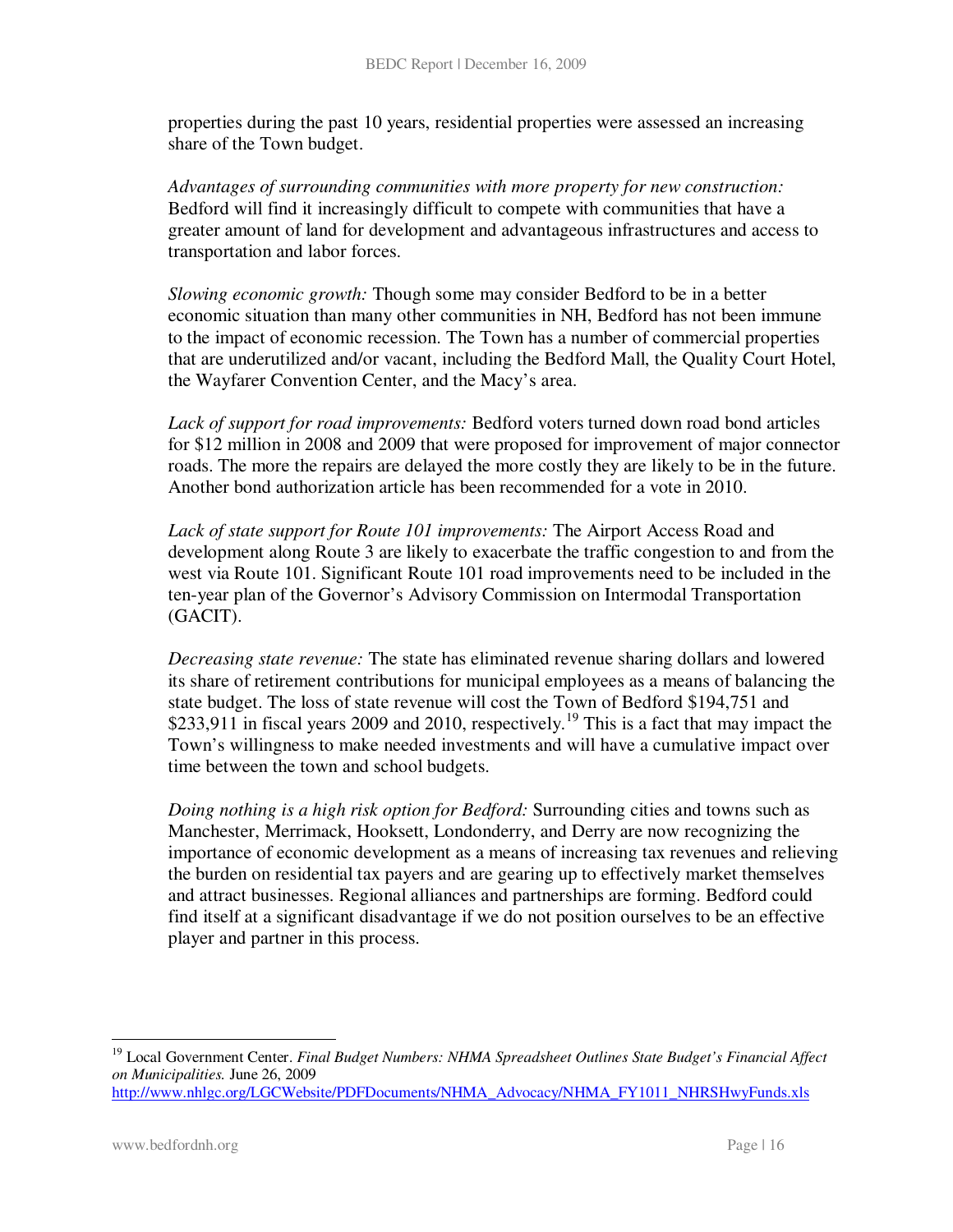properties during the past 10 years, residential properties were assessed an increasing share of the Town budget.

*Advantages of surrounding communities with more property for new construction:* Bedford will find it increasingly difficult to compete with communities that have a greater amount of land for development and advantageous infrastructures and access to transportation and labor forces.

*Slowing economic growth:* Though some may consider Bedford to be in a better economic situation than many other communities in NH, Bedford has not been immune to the impact of economic recession. The Town has a number of commercial properties that are underutilized and/or vacant, including the Bedford Mall, the Quality Court Hotel, the Wayfarer Convention Center, and the Macy's area.

*Lack of support for road improvements:* Bedford voters turned down road bond articles for $12 million in 2008 and 2009 that were proposed for improvement of major connector roads. The more the repairs are delayed the more costly they are likely to be in the future. Another bond authorization article has been recommended for a vote in 2010.

*Lack of state support for Route 101 improvements:* The Airport Access Road and development along Route 3 are likely to exacerbate the traffic congestion to and from the west via Route 101. Significant Route 101 road improvements need to be included in the ten-year plan of the Governor's Advisory Commission on Intermodal Transportation (GACIT).

*Decreasing state revenue:* The state has eliminated revenue sharing dollars and lowered its share of retirement contributions for municipal employees as a means of balancing the state budget. The loss of state revenue will cost the Town of Bedford $194,751 and $233,911 in fiscal years 2009 and 2010, respectively.[19] This is a fact that may impact the Town's willingness to make needed investments and will have a cumulative impact over time between the town and school budgets.

*Doing nothing is a high risk option for Bedford:* Surrounding cities and towns such as Manchester, Merrimack, Hooksett, Londonderry, and Derry are now recognizing the importance of economic development as a means of increasing tax revenues and relieving the burden on residential tax payers and are gearing up to effectively market themselves and attract businesses. Regional alliances and partnerships are forming. Bedford could find itself at a significant disadvantage if we do not position ourselves to be an effective player and partner in this process.

---

[19] Local Government Center. *Final Budget Numbers: NHMA Spreadsheet Outlines State Budget's Financial Affect on Municipalities.* June 26, 2009 http://www.nhlgc.org/LGCWebsite/PDFDocuments/NHMA_Advocacy/NHMA_FY1011_NHRSHwyFunds.xls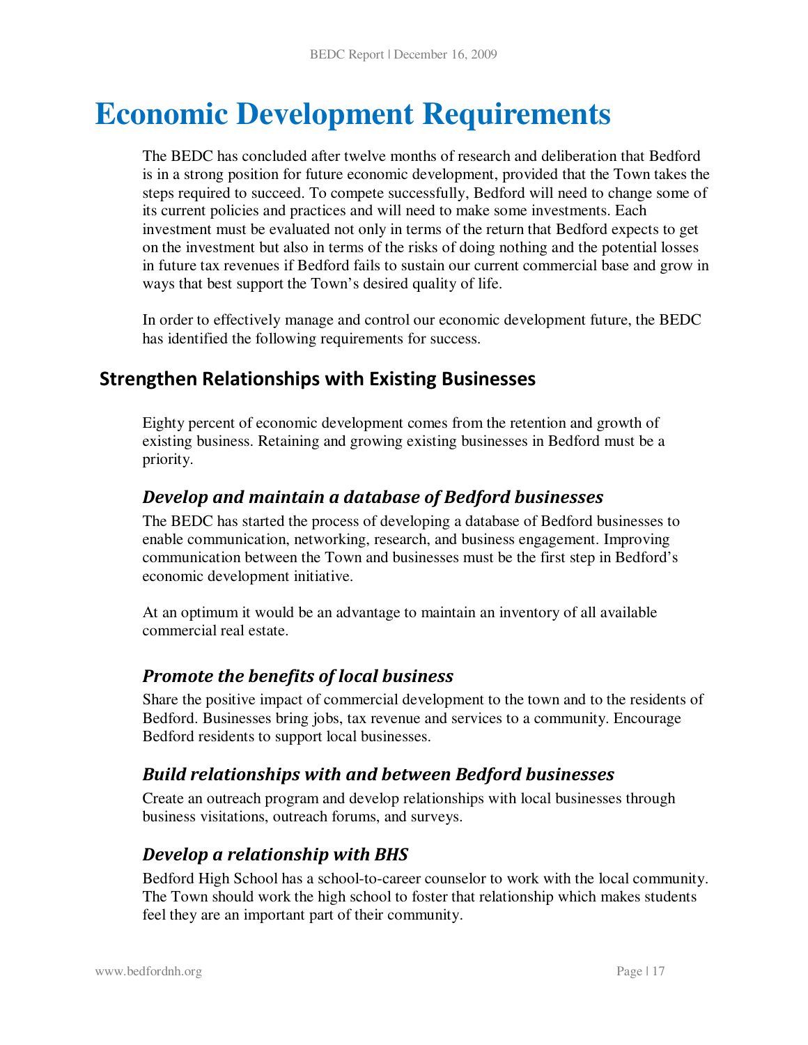# Economic Development Requirements

The BEDC has concluded after twelve months of research and deliberation that Bedford is in a strong position for future economic development, provided that the Town takes the steps required to succeed. To compete successfully, Bedford will need to change some of its current policies and practices and will need to make some investments. Each investment must be evaluated not only in terms of the return that Bedford expects to get on the investment but also in terms of the risks of doing nothing and the potential losses in future tax revenues if Bedford fails to sustain our current commercial base and grow in ways that best support the Town's desired quality of life.

In order to effectively manage and control our economic development future, the BEDC has identified the following requirements for success.

## Strengthen Relationships with Existing Businesses

Eighty percent of economic development comes from the retention and growth of existing business. Retaining and growing existing businesses in Bedford must be a priority.

### *Develop and maintain a database of Bedford businesses*

The BEDC has started the process of developing a database of Bedford businesses to enable communication, networking, research, and business engagement. Improving communication between the Town and businesses must be the first step in Bedford's economic development initiative.

At an optimum it would be an advantage to maintain an inventory of all available commercial real estate.

### *Promote the benefits of local business*

Share the positive impact of commercial development to the town and to the residents of Bedford. Businesses bring jobs, tax revenue and services to a community. Encourage Bedford residents to support local businesses.

### *Build relationships with and between Bedford businesses*

Create an outreach program and develop relationships with local businesses through business visitations, outreach forums, and surveys.

### *Develop a relationship with BHS*

Bedford High School has a school-to-career counselor to work with the local community. The Town should work the high school to foster that relationship which makes students feel they are an important part of their community.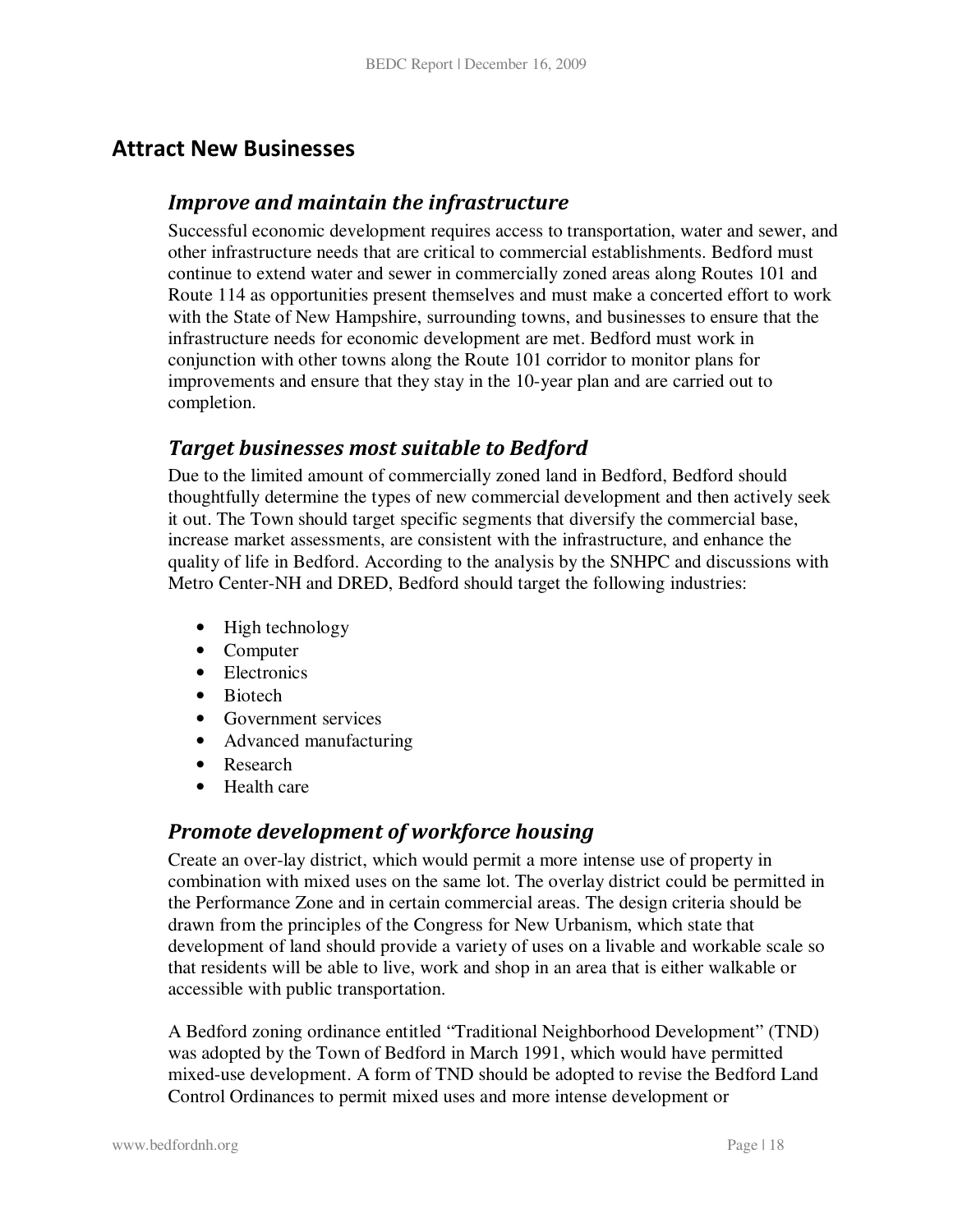## Attract New Businesses

### *Improve and maintain the infrastructure*

Successful economic development requires access to transportation, water and sewer, and other infrastructure needs that are critical to commercial establishments. Bedford must continue to extend water and sewer in commercially zoned areas along Routes 101 and Route 114 as opportunities present themselves and must make a concerted effort to work with the State of New Hampshire, surrounding towns, and businesses to ensure that the infrastructure needs for economic development are met. Bedford must work in conjunction with other towns along the Route 101 corridor to monitor plans for improvements and ensure that they stay in the 10-year plan and are carried out to completion.

### *Target businesses most suitable to Bedford*

Due to the limited amount of commercially zoned land in Bedford, Bedford should thoughtfully determine the types of new commercial development and then actively seek it out. The Town should target specific segments that diversify the commercial base, increase market assessments, are consistent with the infrastructure, and enhance the quality of life in Bedford. According to the analysis by the SNHPC and discussions with Metro Center-NH and DRED, Bedford should target the following industries:

- High technology
- Computer
- Electronics
- Biotech
- Government services
- Advanced manufacturing
- Research
- Health care

### *Promote development of workforce housing*

Create an over-lay district, which would permit a more intense use of property in combination with mixed uses on the same lot. The overlay district could be permitted in the Performance Zone and in certain commercial areas. The design criteria should be drawn from the principles of the Congress for New Urbanism, which state that development of land should provide a variety of uses on a livable and workable scale so that residents will be able to live, work and shop in an area that is either walkable or accessible with public transportation.

A Bedford zoning ordinance entitled "Traditional Neighborhood Development" (TND) was adopted by the Town of Bedford in March 1991, which would have permitted mixed-use development. A form of TND should be adopted to revise the Bedford Land Control Ordinances to permit mixed uses and more intense development or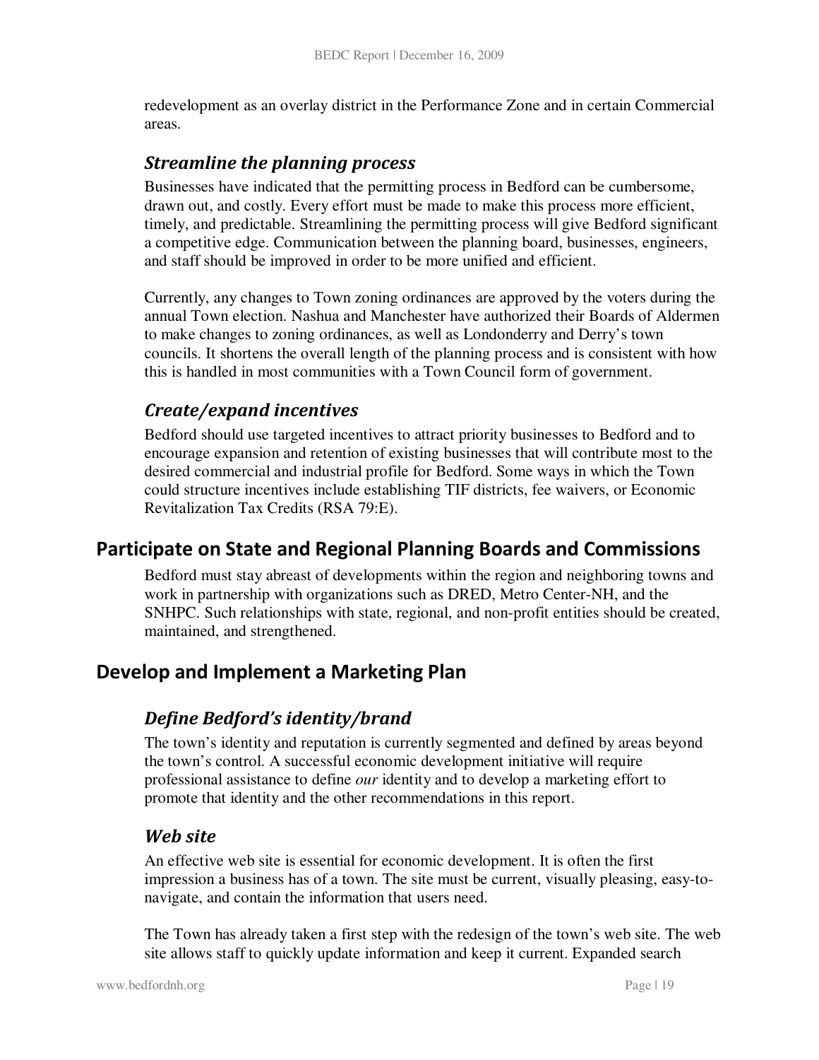redevelopment as an overlay district in the Performance Zone and in certain Commercial areas.

### *Streamline the planning process*

Businesses have indicated that the permitting process in Bedford can be cumbersome, drawn out, and costly. Every effort must be made to make this process more efficient, timely, and predictable. Streamlining the permitting process will give Bedford significant a competitive edge. Communication between the planning board, businesses, engineers, and staff should be improved in order to be more unified and efficient.

Currently, any changes to Town zoning ordinances are approved by the voters during the annual Town election. Nashua and Manchester have authorized their Boards of Aldermen to make changes to zoning ordinances, as well as Londonderry and Derry's town councils. It shortens the overall length of the planning process and is consistent with how this is handled in most communities with a Town Council form of government.

### *Create/expand incentives*

Bedford should use targeted incentives to attract priority businesses to Bedford and to encourage expansion and retention of existing businesses that will contribute most to the desired commercial and industrial profile for Bedford. Some ways in which the Town could structure incentives include establishing TIF districts, fee waivers, or Economic Revitalization Tax Credits (RSA 79:E).

## Participate on State and Regional Planning Boards and Commissions

Bedford must stay abreast of developments within the region and neighboring towns and work in partnership with organizations such as DRED, Metro Center-NH, and the SNHPC. Such relationships with state, regional, and non-profit entities should be created, maintained, and strengthened.

## Develop and Implement a Marketing Plan

### *Define Bedford's identity/brand*

The town's identity and reputation is currently segmented and defined by areas beyond the town's control. A successful economic development initiative will require professional assistance to define *our* identity and to develop a marketing effort to promote that identity and the other recommendations in this report.

### *Web site*

An effective web site is essential for economic development. It is often the first impression a business has of a town. The site must be current, visually pleasing, easy-to-navigate, and contain the information that users need.

The Town has already taken a first step with the redesign of the town's web site. The web site allows staff to quickly update information and keep it current. Expanded search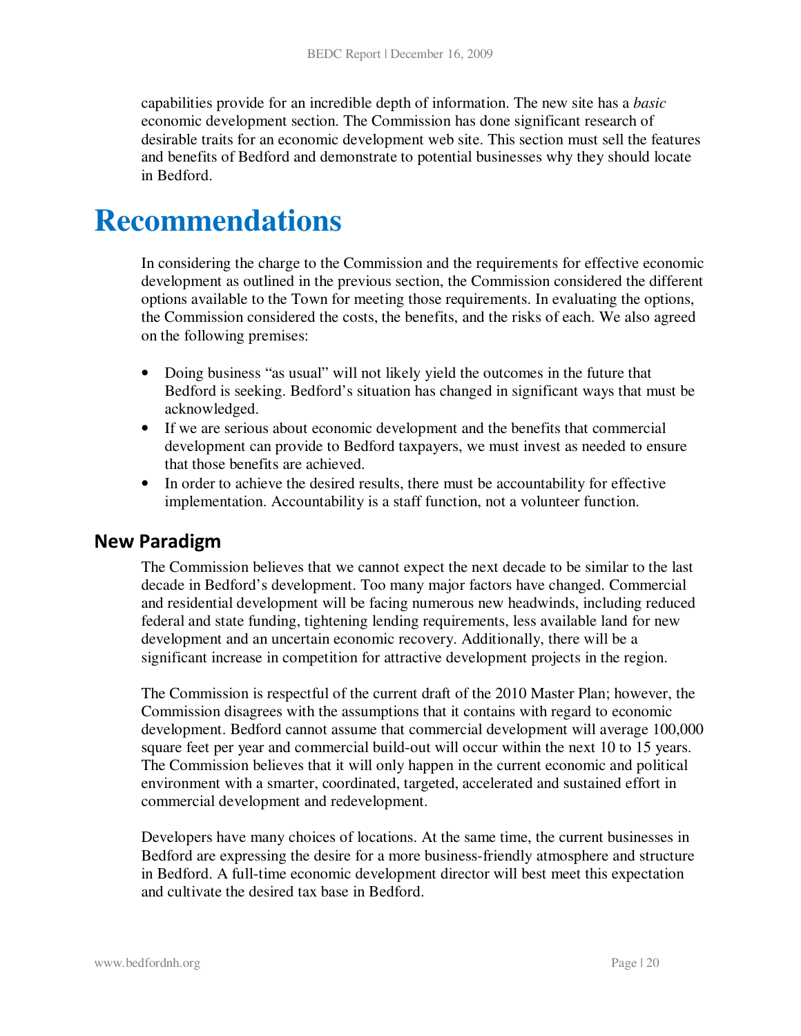capabilities provide for an incredible depth of information. The new site has a *basic* economic development section. The Commission has done significant research of desirable traits for an economic development web site. This section must sell the features and benefits of Bedford and demonstrate to potential businesses why they should locate in Bedford.

# Recommendations

In considering the charge to the Commission and the requirements for effective economic development as outlined in the previous section, the Commission considered the different options available to the Town for meeting those requirements. In evaluating the options, the Commission considered the costs, the benefits, and the risks of each. We also agreed on the following premises:

- Doing business "as usual" will not likely yield the outcomes in the future that Bedford is seeking. Bedford's situation has changed in significant ways that must be acknowledged.
- If we are serious about economic development and the benefits that commercial development can provide to Bedford taxpayers, we must invest as needed to ensure that those benefits are achieved.
- In order to achieve the desired results, there must be accountability for effective implementation. Accountability is a staff function, not a volunteer function.

## New Paradigm

The Commission believes that we cannot expect the next decade to be similar to the last decade in Bedford's development. Too many major factors have changed. Commercial and residential development will be facing numerous new headwinds, including reduced federal and state funding, tightening lending requirements, less available land for new development and an uncertain economic recovery. Additionally, there will be a significant increase in competition for attractive development projects in the region.

The Commission is respectful of the current draft of the 2010 Master Plan; however, the Commission disagrees with the assumptions that it contains with regard to economic development. Bedford cannot assume that commercial development will average 100,000 square feet per year and commercial build-out will occur within the next 10 to 15 years. The Commission believes that it will only happen in the current economic and political environment with a smarter, coordinated, targeted, accelerated and sustained effort in commercial development and redevelopment.

Developers have many choices of locations. At the same time, the current businesses in Bedford are expressing the desire for a more business-friendly atmosphere and structure in Bedford. A full-time economic development director will best meet this expectation and cultivate the desired tax base in Bedford.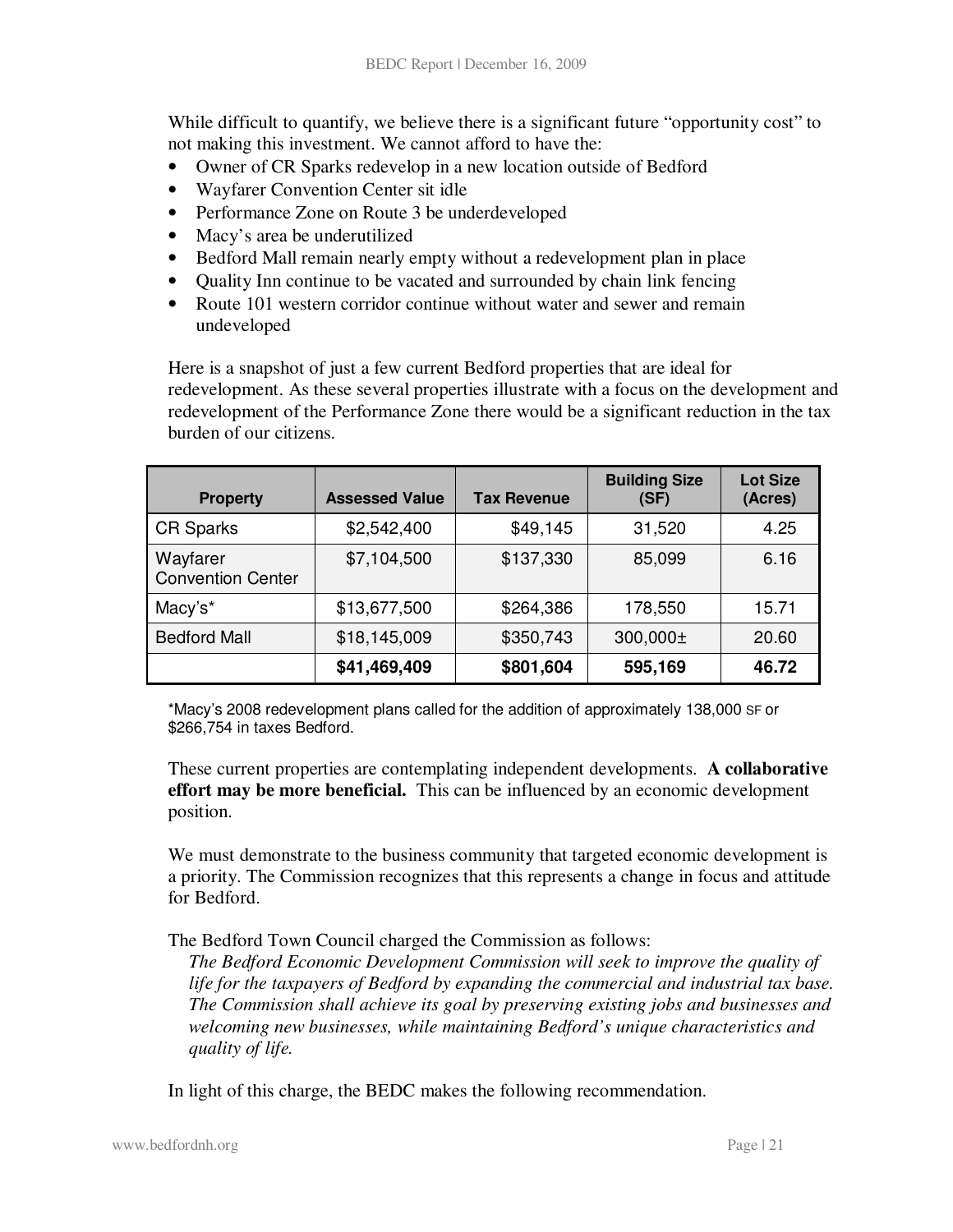While difficult to quantify, we believe there is a significant future "opportunity cost" to not making this investment. We cannot afford to have the:

- Owner of CR Sparks redevelop in a new location outside of Bedford
- Wayfarer Convention Center sit idle
- Performance Zone on Route 3 be underdeveloped
- Macy's area be underutilized
- Bedford Mall remain nearly empty without a redevelopment plan in place
- Quality Inn continue to be vacated and surrounded by chain link fencing
- Route 101 western corridor continue without water and sewer and remain undeveloped

Here is a snapshot of just a few current Bedford properties that are ideal for redevelopment. As these several properties illustrate with a focus on the development and redevelopment of the Performance Zone there would be a significant reduction in the tax burden of our citizens.

| Property | Assessed Value | Tax Revenue | Building Size (SF) | Lot Size (Acres) |
|---|---|---|---|---|
| CR Sparks | $2,542,400 | $49,145 | 31,520 | 4.25 |
| Wayfarer Convention Center | $7,104,500 | $137,330 | 85,099 | 6.16 |
| Macy's* | $13,677,500 | $264,386 | 178,550 | 15.71 |
| Bedford Mall | $18,145,009 | $350,743 | 300,000± | 20.60 |
| | **$41,469,409** | **$801,604** | **595,169** | **46.72** |

*Macy's 2008 redevelopment plans called for the addition of approximately 138,000 SF or $266,754 in taxes Bedford.

These current properties are contemplating independent developments. **A collaborative effort may be more beneficial.** This can be influenced by an economic development position.

We must demonstrate to the business community that targeted economic development is a priority. The Commission recognizes that this represents a change in focus and attitude for Bedford.

The Bedford Town Council charged the Commission as follows:

*The Bedford Economic Development Commission will seek to improve the quality of life for the taxpayers of Bedford by expanding the commercial and industrial tax base. The Commission shall achieve its goal by preserving existing jobs and businesses and welcoming new businesses, while maintaining Bedford's unique characteristics and quality of life.*

In light of this charge, the BEDC makes the following recommendation.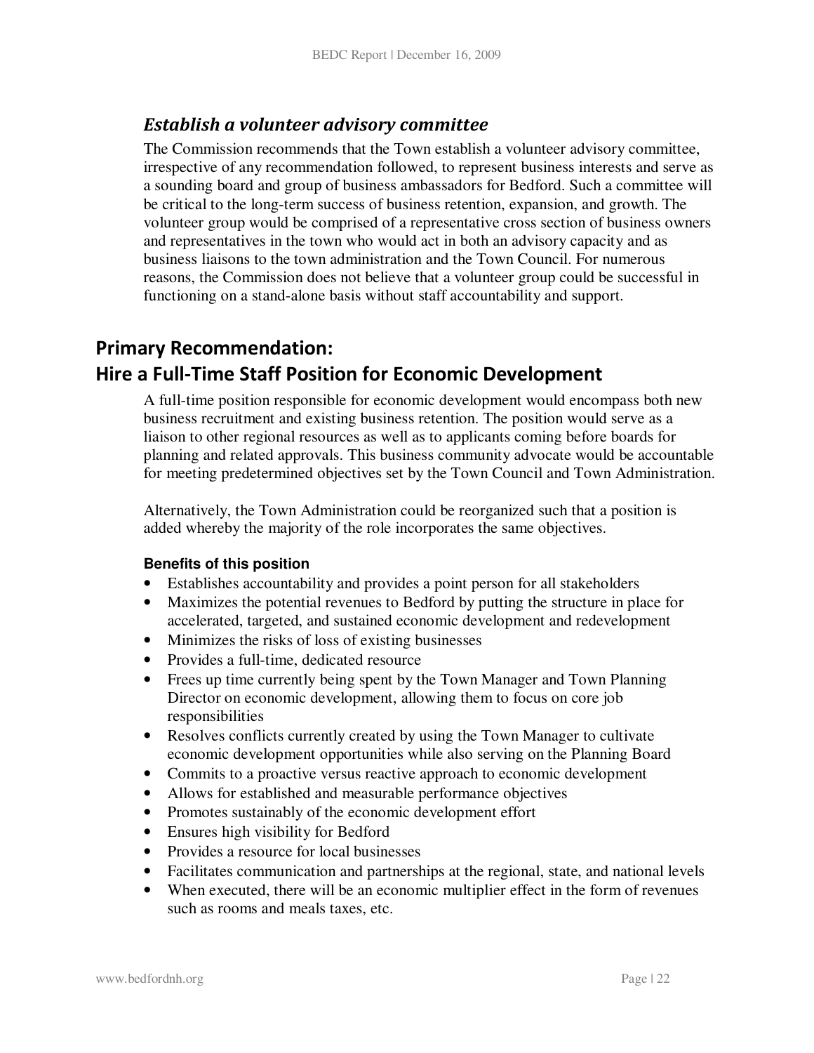### *Establish a volunteer advisory committee*

The Commission recommends that the Town establish a volunteer advisory committee, irrespective of any recommendation followed, to represent business interests and serve as a sounding board and group of business ambassadors for Bedford. Such a committee will be critical to the long-term success of business retention, expansion, and growth. The volunteer group would be comprised of a representative cross section of business owners and representatives in the town who would act in both an advisory capacity and as business liaisons to the town administration and the Town Council. For numerous reasons, the Commission does not believe that a volunteer group could be successful in functioning on a stand-alone basis without staff accountability and support.

## Primary Recommendation: Hire a Full-Time Staff Position for Economic Development

A full-time position responsible for economic development would encompass both new business recruitment and existing business retention. The position would serve as a liaison to other regional resources as well as to applicants coming before boards for planning and related approvals. This business community advocate would be accountable for meeting predetermined objectives set by the Town Council and Town Administration.

Alternatively, the Town Administration could be reorganized such that a position is added whereby the majority of the role incorporates the same objectives.

**Benefits of this position**

- Establishes accountability and provides a point person for all stakeholders
- Maximizes the potential revenues to Bedford by putting the structure in place for accelerated, targeted, and sustained economic development and redevelopment
- Minimizes the risks of loss of existing businesses
- Provides a full-time, dedicated resource
- Frees up time currently being spent by the Town Manager and Town Planning Director on economic development, allowing them to focus on core job responsibilities
- Resolves conflicts currently created by using the Town Manager to cultivate economic development opportunities while also serving on the Planning Board
- Commits to a proactive versus reactive approach to economic development
- Allows for established and measurable performance objectives
- Promotes sustainably of the economic development effort
- Ensures high visibility for Bedford
- Provides a resource for local businesses
- Facilitates communication and partnerships at the regional, state, and national levels
- When executed, there will be an economic multiplier effect in the form of revenues such as rooms and meals taxes, etc.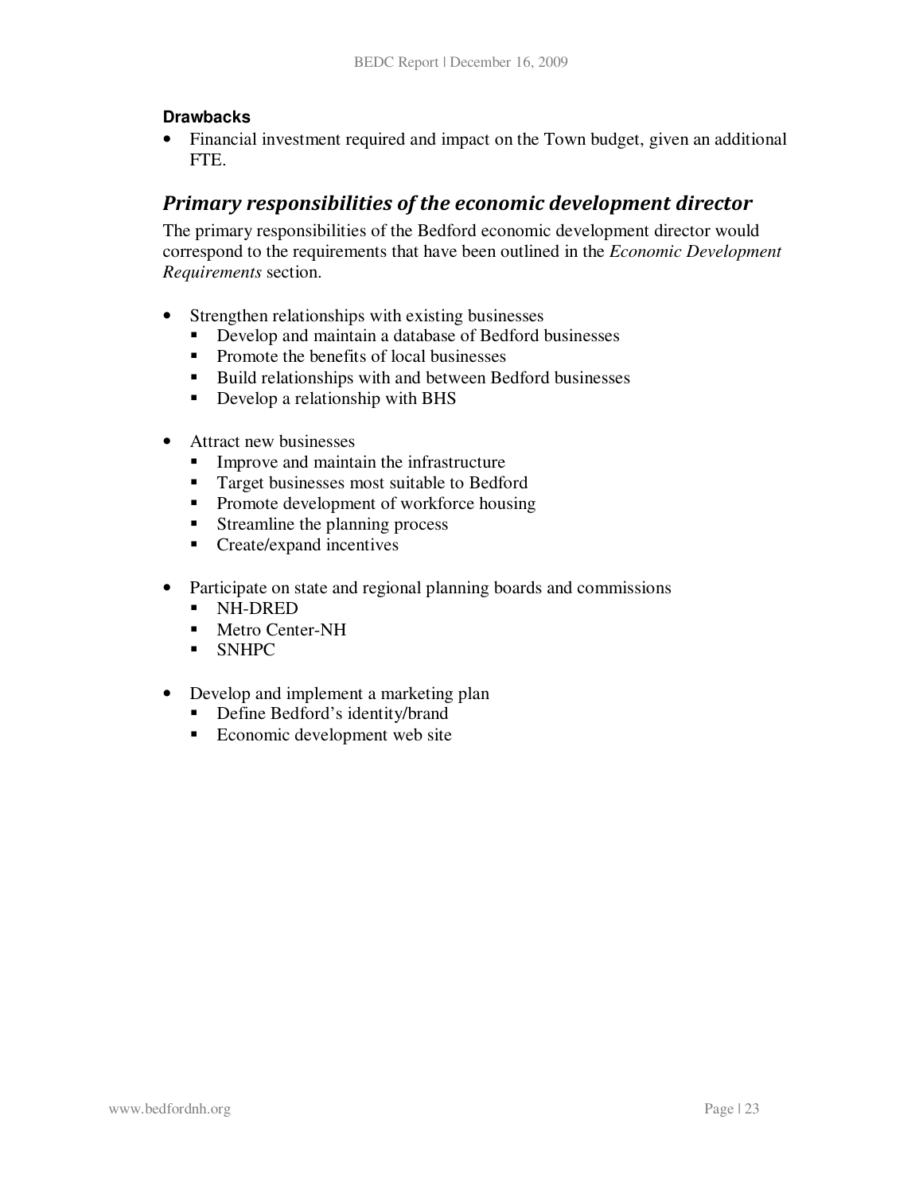**Drawbacks**

- Financial investment required and impact on the Town budget, given an additional FTE.

## *Primary responsibilities of the economic development director*

The primary responsibilities of the Bedford economic development director would correspond to the requirements that have been outlined in the *Economic Development Requirements* section.

- Strengthen relationships with existing businesses
  - Develop and maintain a database of Bedford businesses
  - Promote the benefits of local businesses
  - Build relationships with and between Bedford businesses
  - Develop a relationship with BHS

- Attract new businesses
  - Improve and maintain the infrastructure
  - Target businesses most suitable to Bedford
  - Promote development of workforce housing
  - Streamline the planning process
  - Create/expand incentives

- Participate on state and regional planning boards and commissions
  - NH-DRED
  - Metro Center-NH
  - SNHPC

- Develop and implement a marketing plan
  - Define Bedford's identity/brand
  - Economic development web site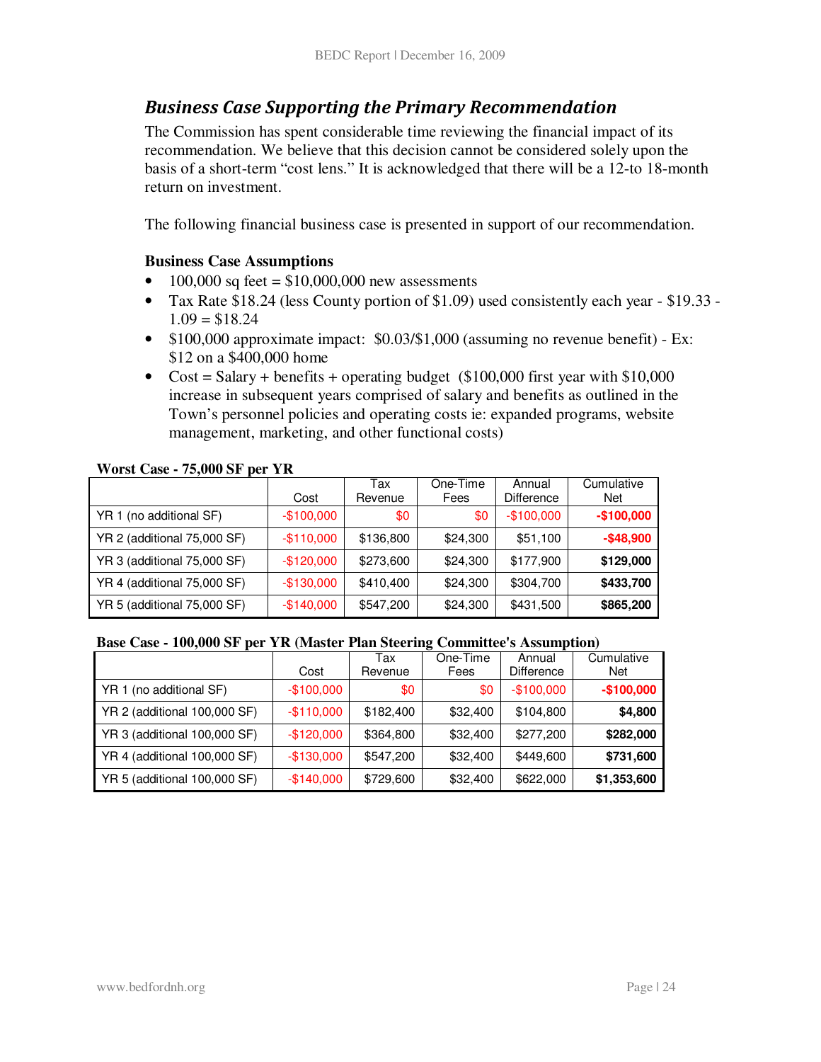## *Business Case Supporting the Primary Recommendation*

The Commission has spent considerable time reviewing the financial impact of its recommendation. We believe that this decision cannot be considered solely upon the basis of a short-term "cost lens." It is acknowledged that there will be a 12-to 18-month return on investment.

The following financial business case is presented in support of our recommendation.

### Business Case Assumptions

- 100,000 sq feet = $10,000,000 new assessments
- Tax Rate $18.24 (less County portion of $1.09) used consistently each year - $19.33 - 1.09 = $18.24
- $100,000 approximate impact: $0.03/$1,000 (assuming no revenue benefit) - Ex: $12 on a $400,000 home
- Cost = Salary + benefits + operating budget ($100,000 first year with $10,000 increase in subsequent years comprised of salary and benefits as outlined in the Town's personnel policies and operating costs ie: expanded programs, website management, marketing, and other functional costs)

**Worst Case - 75,000 SF per YR**

| | Cost | Tax Revenue | One-Time Fees | Annual Difference | Cumulative Net |
|---|---|---|---|---|---|
| YR 1 (no additional SF) | -$100,000 | $0 | $0 | -$100,000 | **-$100,000** |
| YR 2 (additional 75,000 SF) | -$110,000 | $136,800 | $24,300 | $51,100 | **-$48,900** |
| YR 3 (additional 75,000 SF) | -$120,000 | $273,600 | $24,300 | $177,900 | **$129,000** |
| YR 4 (additional 75,000 SF) | -$130,000 | $410,400 | $24,300 | $304,700 | **$433,700** |
| YR 5 (additional 75,000 SF) | -$140,000 | $547,200 | $24,300 | $431,500 | **$865,200** |

**Base Case - 100,000 SF per YR (Master Plan Steering Committee's Assumption)**

| | Cost | Tax Revenue | One-Time Fees | Annual Difference | Cumulative Net |
|---|---|---|---|---|---|
| YR 1 (no additional SF) | -$100,000 | $0 | $0 | -$100,000 | **-$100,000** |
| YR 2 (additional 100,000 SF) | -$110,000 | $182,400 | $32,400 | $104,800 | **$4,800** |
| YR 3 (additional 100,000 SF) | -$120,000 | $364,800 | $32,400 | $277,200 | **$282,000** |
| YR 4 (additional 100,000 SF) | -$130,000 | $547,200 | $32,400 | $449,600 | **$731,600** |
| YR 5 (additional 100,000 SF) | -$140,000 | $729,600 | $32,400 | $622,000 | **$1,353,600** |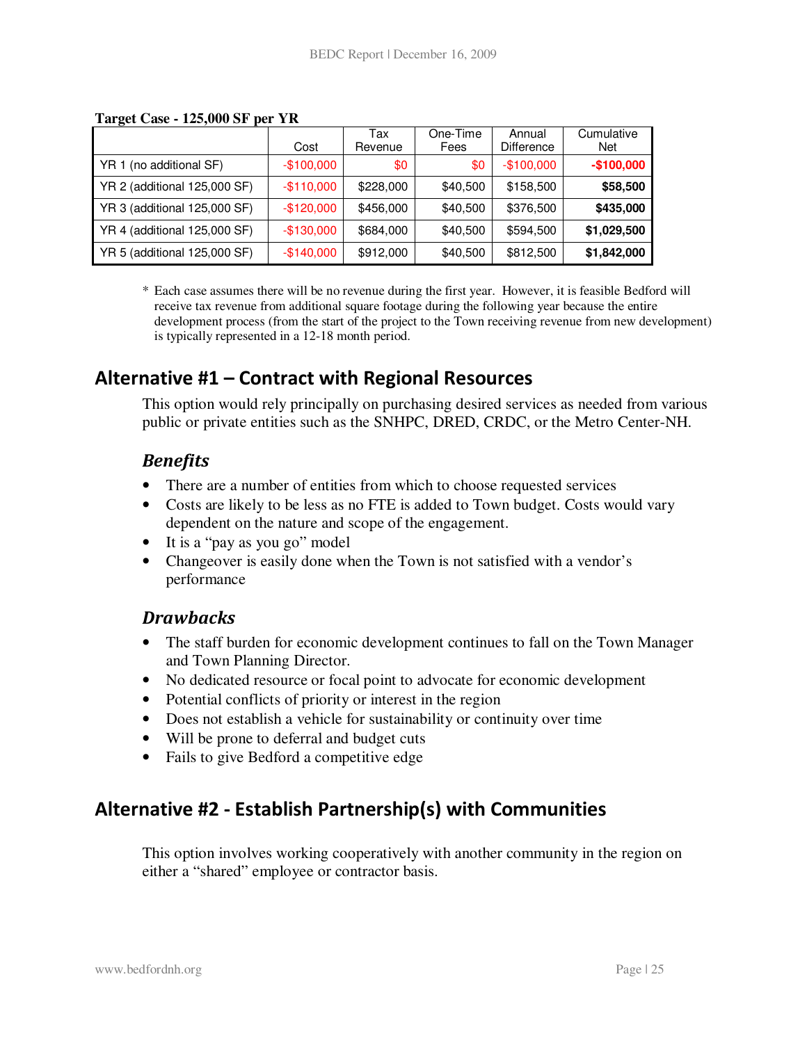**Target Case - 125,000 SF per YR**

| | Cost | Tax Revenue | One-Time Fees | Annual Difference | Cumulative Net |
|---|---|---|---|---|---|
| YR 1 (no additional SF) | -$100,000 | $0 | $0 | -$100,000 | **-$100,000** |
| YR 2 (additional 125,000 SF) | -$110,000 | $228,000 | $40,500 | $158,500 | **$58,500** |
| YR 3 (additional 125,000 SF) | -$120,000 | $456,000 | $40,500 | $376,500 | **$435,000** |
| YR 4 (additional 125,000 SF) | -$130,000 | $684,000 | $40,500 | $594,500 | **$1,029,500** |
| YR 5 (additional 125,000 SF) | -$140,000 | $912,000 | $40,500 | $812,500 | **$1,842,000** |

* Each case assumes there will be no revenue during the first year. However, it is feasible Bedford will receive tax revenue from additional square footage during the following year because the entire development process (from the start of the project to the Town receiving revenue from new development) is typically represented in a 12-18 month period.

## Alternative #1 – Contract with Regional Resources

This option would rely principally on purchasing desired services as needed from various public or private entities such as the SNHPC, DRED, CRDC, or the Metro Center-NH.

### *Benefits*

- There are a number of entities from which to choose requested services
- Costs are likely to be less as no FTE is added to Town budget. Costs would vary dependent on the nature and scope of the engagement.
- It is a "pay as you go" model
- Changeover is easily done when the Town is not satisfied with a vendor's performance

### *Drawbacks*

- The staff burden for economic development continues to fall on the Town Manager and Town Planning Director.
- No dedicated resource or focal point to advocate for economic development
- Potential conflicts of priority or interest in the region
- Does not establish a vehicle for sustainability or continuity over time
- Will be prone to deferral and budget cuts
- Fails to give Bedford a competitive edge

## Alternative #2 - Establish Partnership(s) with Communities

This option involves working cooperatively with another community in the region on either a "shared" employee or contractor basis.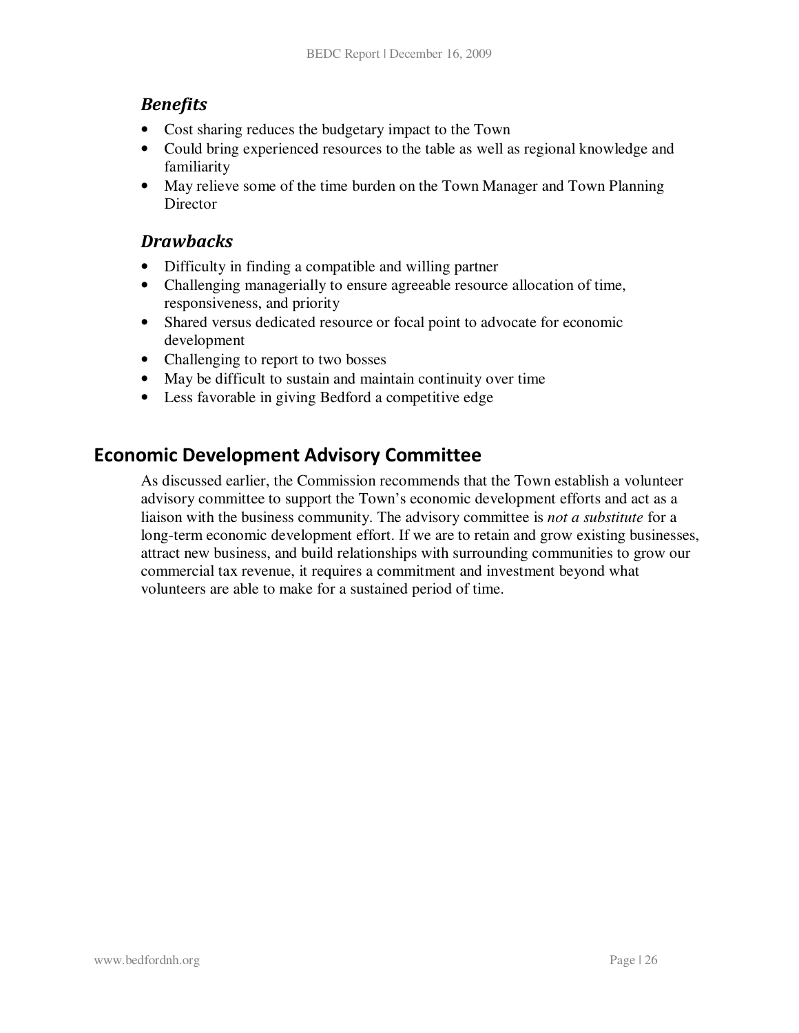### *Benefits*

- Cost sharing reduces the budgetary impact to the Town
- Could bring experienced resources to the table as well as regional knowledge and familiarity
- May relieve some of the time burden on the Town Manager and Town Planning Director

### *Drawbacks*

- Difficulty in finding a compatible and willing partner
- Challenging managerially to ensure agreeable resource allocation of time, responsiveness, and priority
- Shared versus dedicated resource or focal point to advocate for economic development
- Challenging to report to two bosses
- May be difficult to sustain and maintain continuity over time
- Less favorable in giving Bedford a competitive edge

## Economic Development Advisory Committee

As discussed earlier, the Commission recommends that the Town establish a volunteer advisory committee to support the Town's economic development efforts and act as a liaison with the business community. The advisory committee is *not a substitute* for a long-term economic development effort. If we are to retain and grow existing businesses, attract new business, and build relationships with surrounding communities to grow our commercial tax revenue, it requires a commitment and investment beyond what volunteers are able to make for a sustained period of time.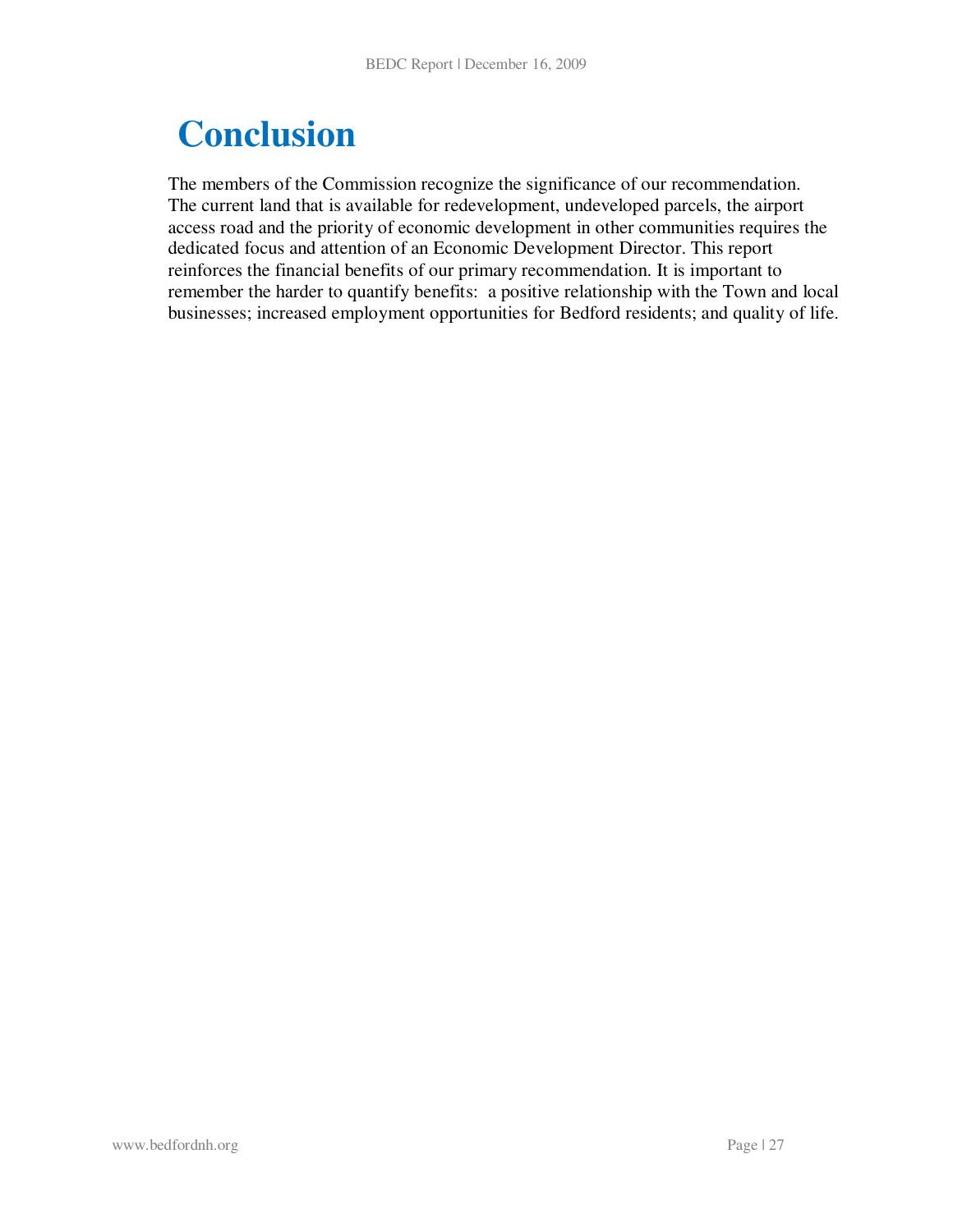# Conclusion

The members of the Commission recognize the significance of our recommendation. The current land that is available for redevelopment, undeveloped parcels, the airport access road and the priority of economic development in other communities requires the dedicated focus and attention of an Economic Development Director. This report reinforces the financial benefits of our primary recommendation. It is important to remember the harder to quantify benefits: a positive relationship with the Town and local businesses; increased employment opportunities for Bedford residents; and quality of life.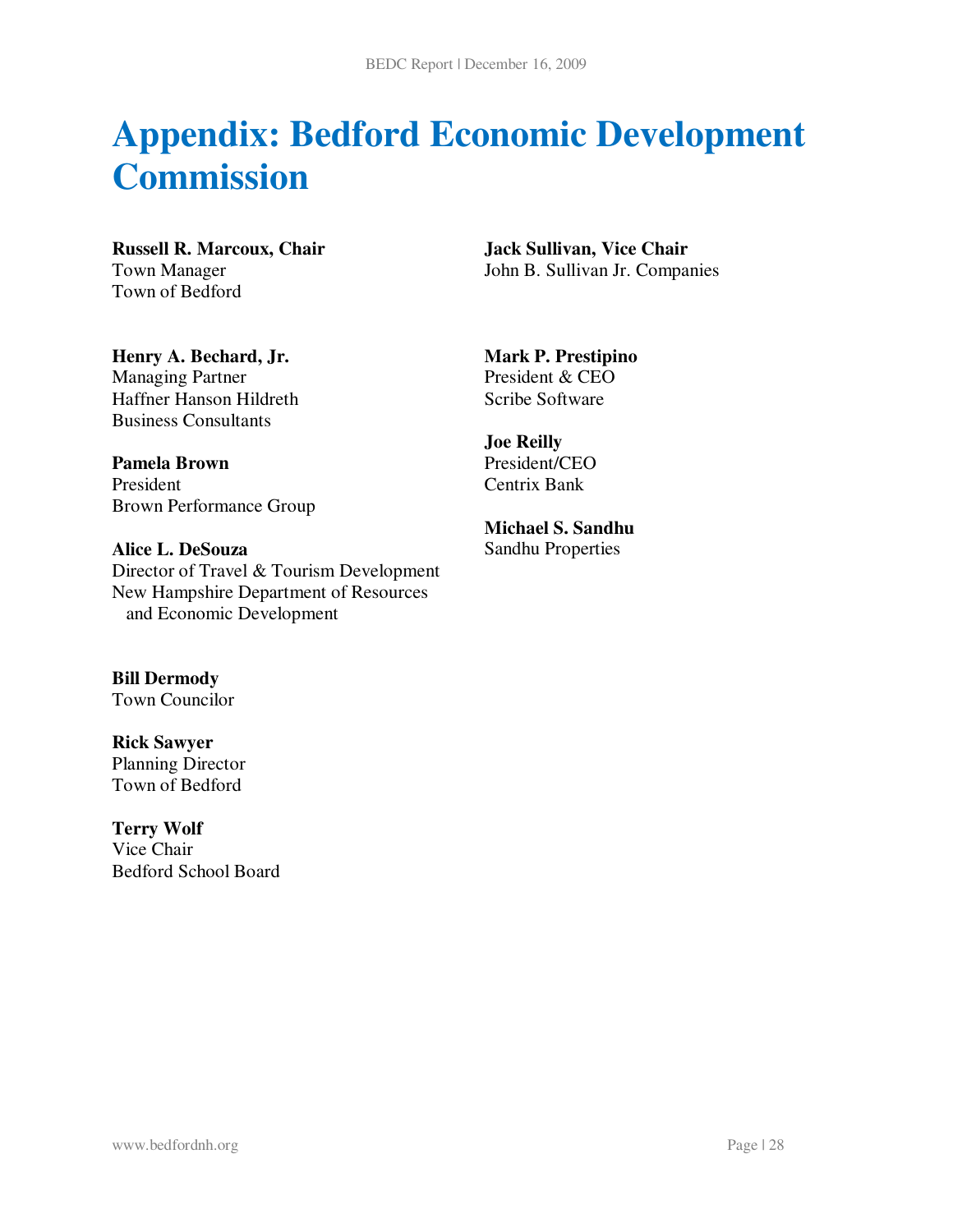# Appendix: Bedford Economic Development Commission

**Russell R. Marcoux, Chair**
Town Manager
Town of Bedford

**Henry A. Bechard, Jr.**
Managing Partner
Haffner Hanson Hildreth
Business Consultants

**Pamela Brown**
President
Brown Performance Group

**Alice L. DeSouza**
Director of Travel & Tourism Development
New Hampshire Department of Resources
and Economic Development

**Bill Dermody**
Town Councilor

**Rick Sawyer**
Planning Director
Town of Bedford

**Terry Wolf**
Vice Chair
Bedford School Board

**Jack Sullivan, Vice Chair**
John B. Sullivan Jr. Companies

**Mark P. Prestipino**
President & CEO
Scribe Software

**Joe Reilly**
President/CEO
Centrix Bank

**Michael S. Sandhu**
Sandhu Properties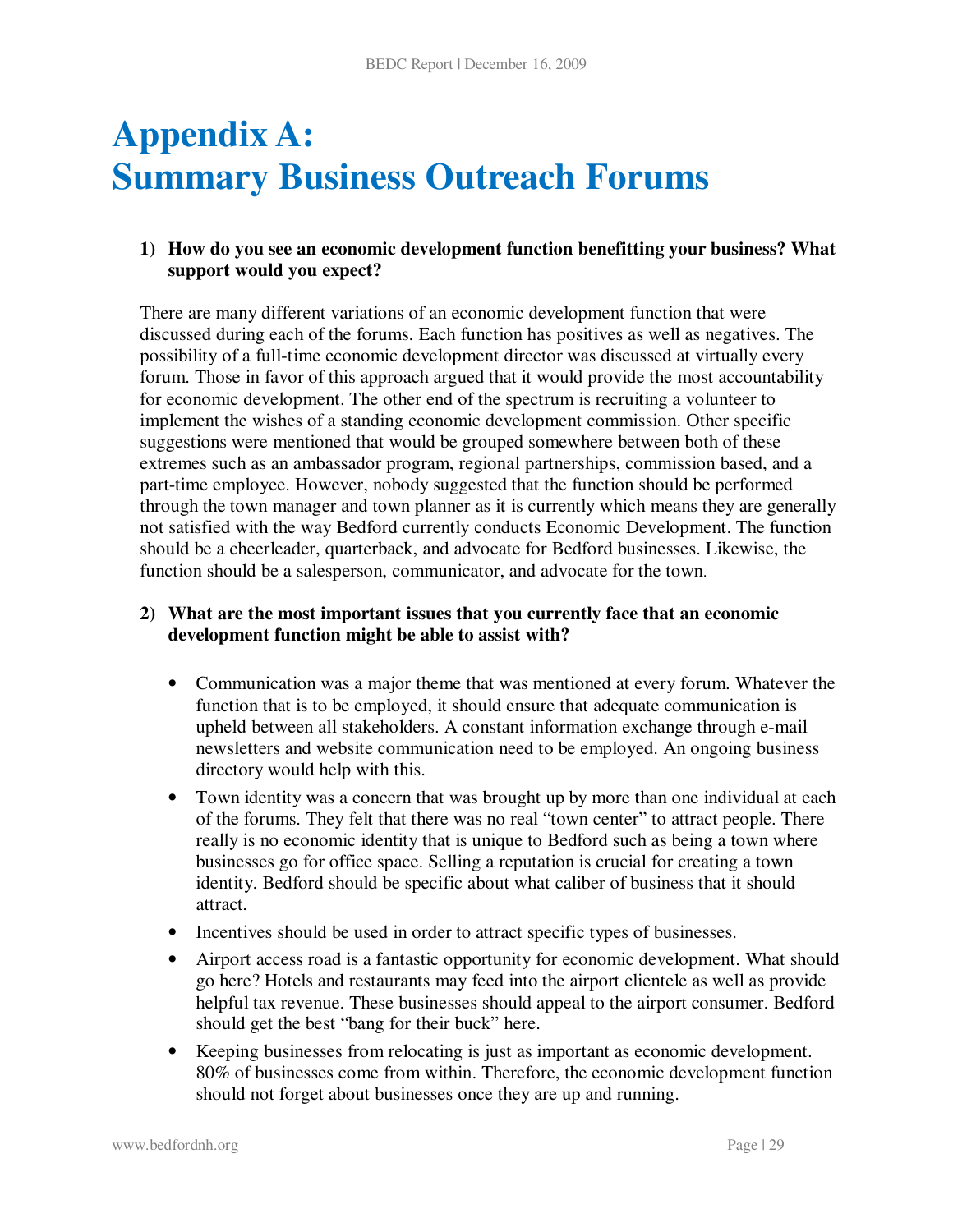# Appendix A: Summary Business Outreach Forums

**1) How do you see an economic development function benefitting your business? What support would you expect?**

There are many different variations of an economic development function that were discussed during each of the forums. Each function has positives as well as negatives. The possibility of a full-time economic development director was discussed at virtually every forum. Those in favor of this approach argued that it would provide the most accountability for economic development. The other end of the spectrum is recruiting a volunteer to implement the wishes of a standing economic development commission. Other specific suggestions were mentioned that would be grouped somewhere between both of these extremes such as an ambassador program, regional partnerships, commission based, and a part-time employee. However, nobody suggested that the function should be performed through the town manager and town planner as it is currently which means they are generally not satisfied with the way Bedford currently conducts Economic Development. The function should be a cheerleader, quarterback, and advocate for Bedford businesses. Likewise, the function should be a salesperson, communicator, and advocate for the town.

**2) What are the most important issues that you currently face that an economic development function might be able to assist with?**

- Communication was a major theme that was mentioned at every forum. Whatever the function that is to be employed, it should ensure that adequate communication is upheld between all stakeholders. A constant information exchange through e-mail newsletters and website communication need to be employed. An ongoing business directory would help with this.
- Town identity was a concern that was brought up by more than one individual at each of the forums. They felt that there was no real "town center" to attract people. There really is no economic identity that is unique to Bedford such as being a town where businesses go for office space. Selling a reputation is crucial for creating a town identity. Bedford should be specific about what caliber of business that it should attract.
- Incentives should be used in order to attract specific types of businesses.
- Airport access road is a fantastic opportunity for economic development. What should go here? Hotels and restaurants may feed into the airport clientele as well as provide helpful tax revenue. These businesses should appeal to the airport consumer. Bedford should get the best "bang for their buck" here.
- Keeping businesses from relocating is just as important as economic development. 80% of businesses come from within. Therefore, the economic development function should not forget about businesses once they are up and running.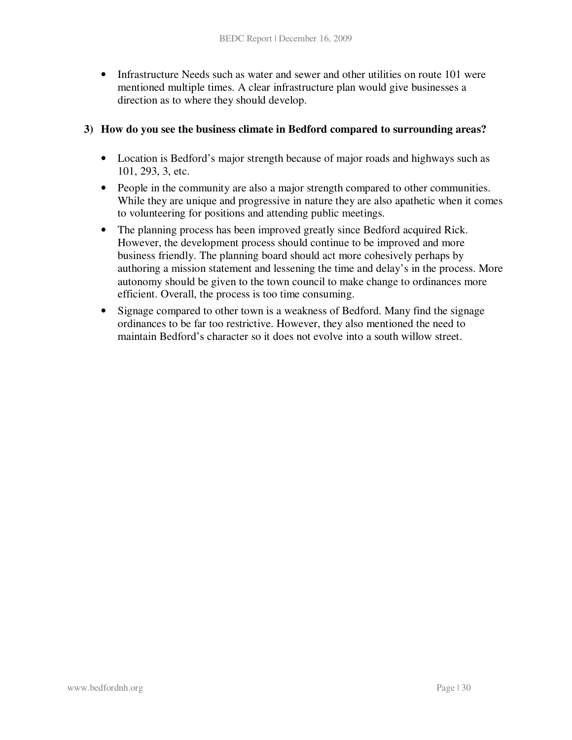- Infrastructure Needs such as water and sewer and other utilities on route 101 were mentioned multiple times. A clear infrastructure plan would give businesses a direction as to where they should develop.

**3) How do you see the business climate in Bedford compared to surrounding areas?**

- Location is Bedford's major strength because of major roads and highways such as 101, 293, 3, etc.
- People in the community are also a major strength compared to other communities. While they are unique and progressive in nature they are also apathetic when it comes to volunteering for positions and attending public meetings.
- The planning process has been improved greatly since Bedford acquired Rick. However, the development process should continue to be improved and more business friendly. The planning board should act more cohesively perhaps by authoring a mission statement and lessening the time and delay's in the process. More autonomy should be given to the town council to make change to ordinances more efficient. Overall, the process is too time consuming.
- Signage compared to other town is a weakness of Bedford. Many find the signage ordinances to be far too restrictive. However, they also mentioned the need to maintain Bedford's character so it does not evolve into a south willow street.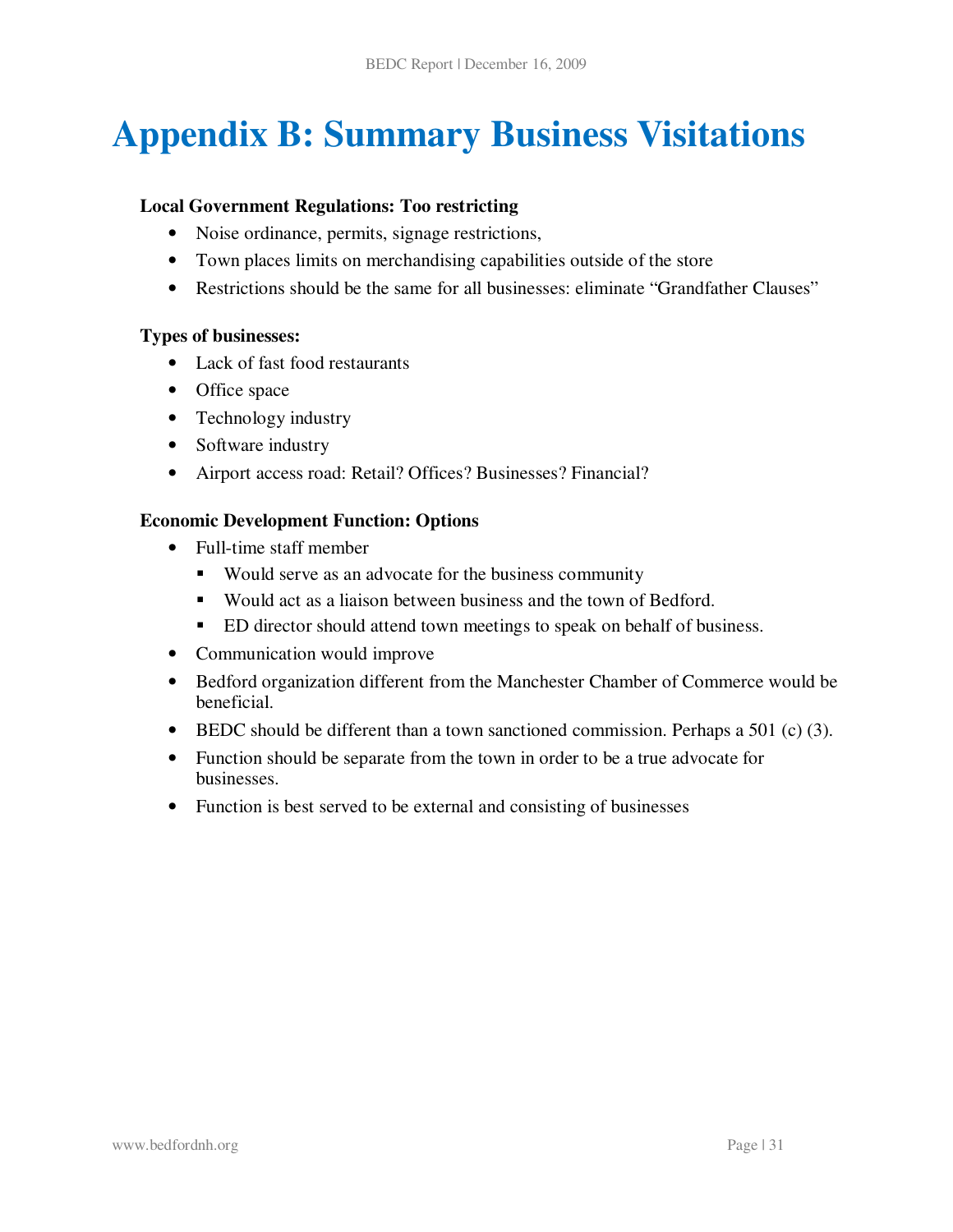# Appendix B: Summary Business Visitations

**Local Government Regulations: Too restricting**

- Noise ordinance, permits, signage restrictions,
- Town places limits on merchandising capabilities outside of the store
- Restrictions should be the same for all businesses: eliminate "Grandfather Clauses"

**Types of businesses:**

- Lack of fast food restaurants
- Office space
- Technology industry
- Software industry
- Airport access road: Retail? Offices? Businesses? Financial?

**Economic Development Function: Options**

- Full-time staff member
  - Would serve as an advocate for the business community
  - Would act as a liaison between business and the town of Bedford.
  - ED director should attend town meetings to speak on behalf of business.
- Communication would improve
- Bedford organization different from the Manchester Chamber of Commerce would be beneficial.
- BEDC should be different than a town sanctioned commission. Perhaps a 501 (c) (3).
- Function should be separate from the town in order to be a true advocate for businesses.
- Function is best served to be external and consisting of businesses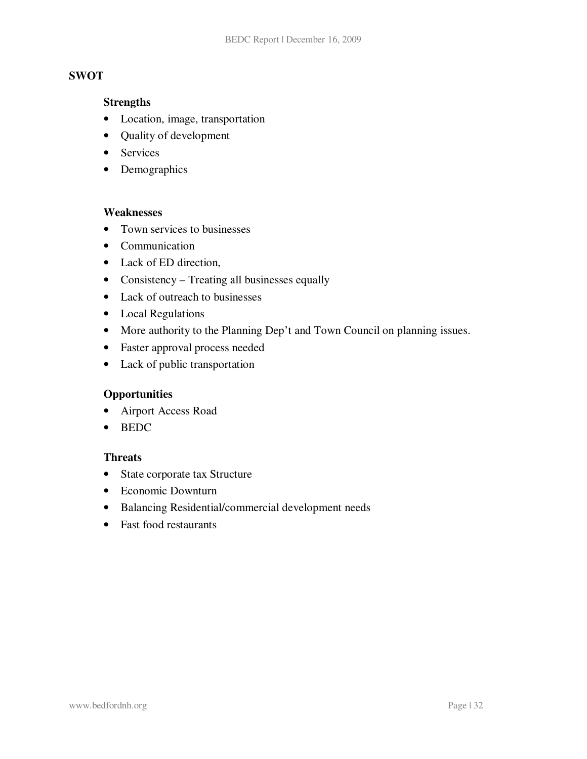## SWOT

### Strengths

- Location, image, transportation
- Quality of development
- Services
- Demographics

### Weaknesses

- Town services to businesses
- Communication
- Lack of ED direction,
- Consistency – Treating all businesses equally
- Lack of outreach to businesses
- Local Regulations
- More authority to the Planning Dep't and Town Council on planning issues.
- Faster approval process needed
- Lack of public transportation

### Opportunities

- Airport Access Road
- BEDC

### Threats

- State corporate tax Structure
- Economic Downturn
- Balancing Residential/commercial development needs
- Fast food restaurants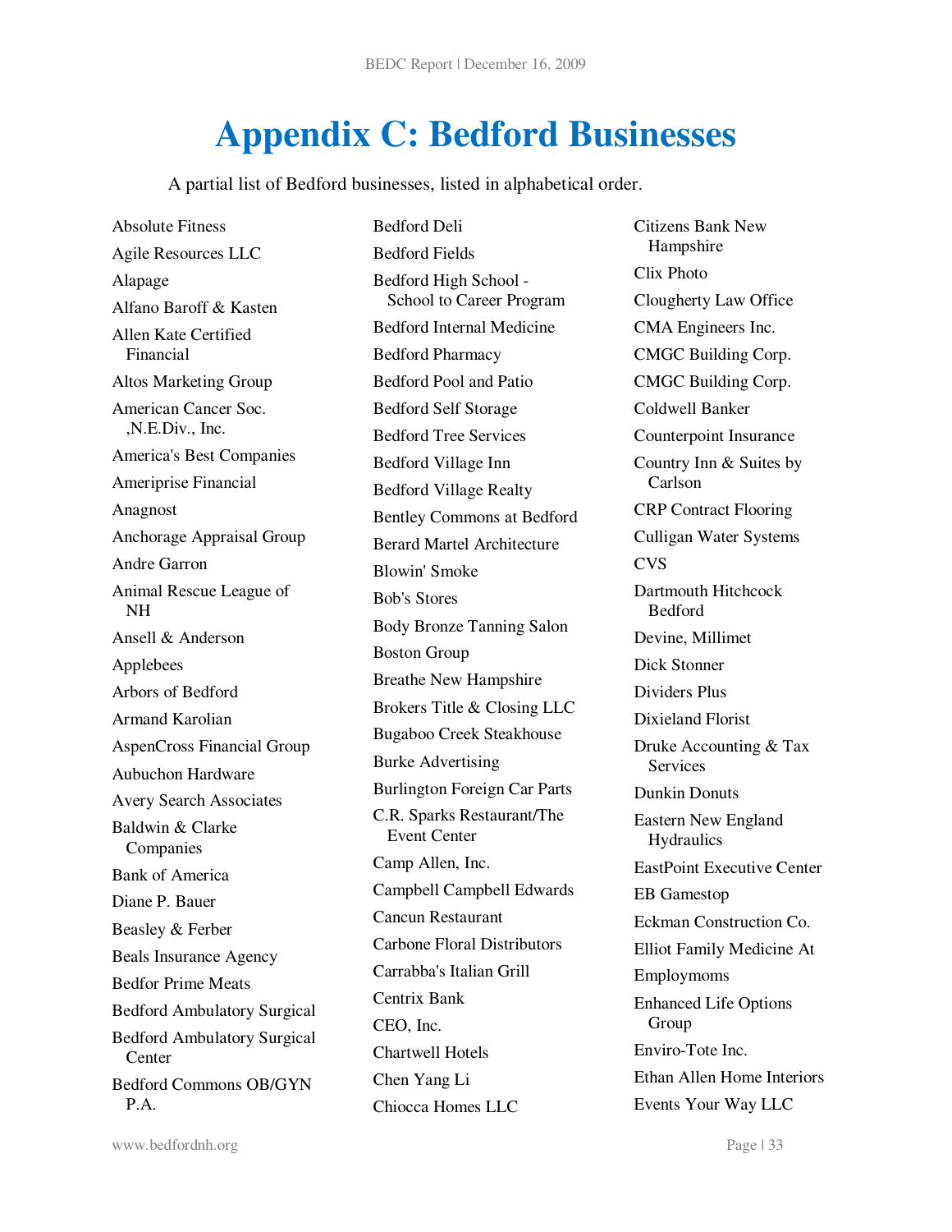# Appendix C: Bedford Businesses

A partial list of Bedford businesses, listed in alphabetical order.

Absolute Fitness
Agile Resources LLC
Alapage
Alfano Baroff & Kasten
Allen Kate Certified Financial
Altos Marketing Group
American Cancer Soc. ,N.E.Div., Inc.
America's Best Companies
Ameriprise Financial
Anagnost
Anchorage Appraisal Group
Andre Garron
Animal Rescue League of NH
Ansell & Anderson
Applebees
Arbors of Bedford
Armand Karolian
AspenCross Financial Group
Aubuchon Hardware
Avery Search Associates
Baldwin & Clarke Companies
Bank of America
Diane P. Bauer
Beasley & Ferber
Beals Insurance Agency
Bedfor Prime Meats
Bedford Ambulatory Surgical
Bedford Ambulatory Surgical Center
Bedford Commons OB/GYN P.A.
Bedford Deli
Bedford Fields
Bedford High School - School to Career Program
Bedford Internal Medicine
Bedford Pharmacy
Bedford Pool and Patio
Bedford Self Storage
Bedford Tree Services
Bedford Village Inn
Bedford Village Realty
Bentley Commons at Bedford
Berard Martel Architecture
Blowin' Smoke
Bob's Stores
Body Bronze Tanning Salon
Boston Group
Breathe New Hampshire
Brokers Title & Closing LLC
Bugaboo Creek Steakhouse
Burke Advertising
Burlington Foreign Car Parts
C.R. Sparks Restaurant/The Event Center
Camp Allen, Inc.
Campbell Campbell Edwards
Cancun Restaurant
Carbone Floral Distributors
Carrabba's Italian Grill
Centrix Bank
CEO, Inc.
Chartwell Hotels
Chen Yang Li
Chiocca Homes LLC
Citizens Bank New Hampshire
Clix Photo
Clougherty Law Office
CMA Engineers Inc.
CMGC Building Corp.
CMGC Building Corp.
Coldwell Banker
Counterpoint Insurance
Country Inn & Suites by Carlson
CRP Contract Flooring
Culligan Water Systems
CVS
Dartmouth Hitchcock Bedford
Devine, Millimet
Dick Stonner
Dividers Plus
Dixieland Florist
Druke Accounting & Tax Services
Dunkin Donuts
Eastern New England Hydraulics
EastPoint Executive Center
EB Gamestop
Eckman Construction Co.
Elliot Family Medicine At
Employmoms
Enhanced Life Options Group
Enviro-Tote Inc.
Ethan Allen Home Interiors
Events Your Way LLC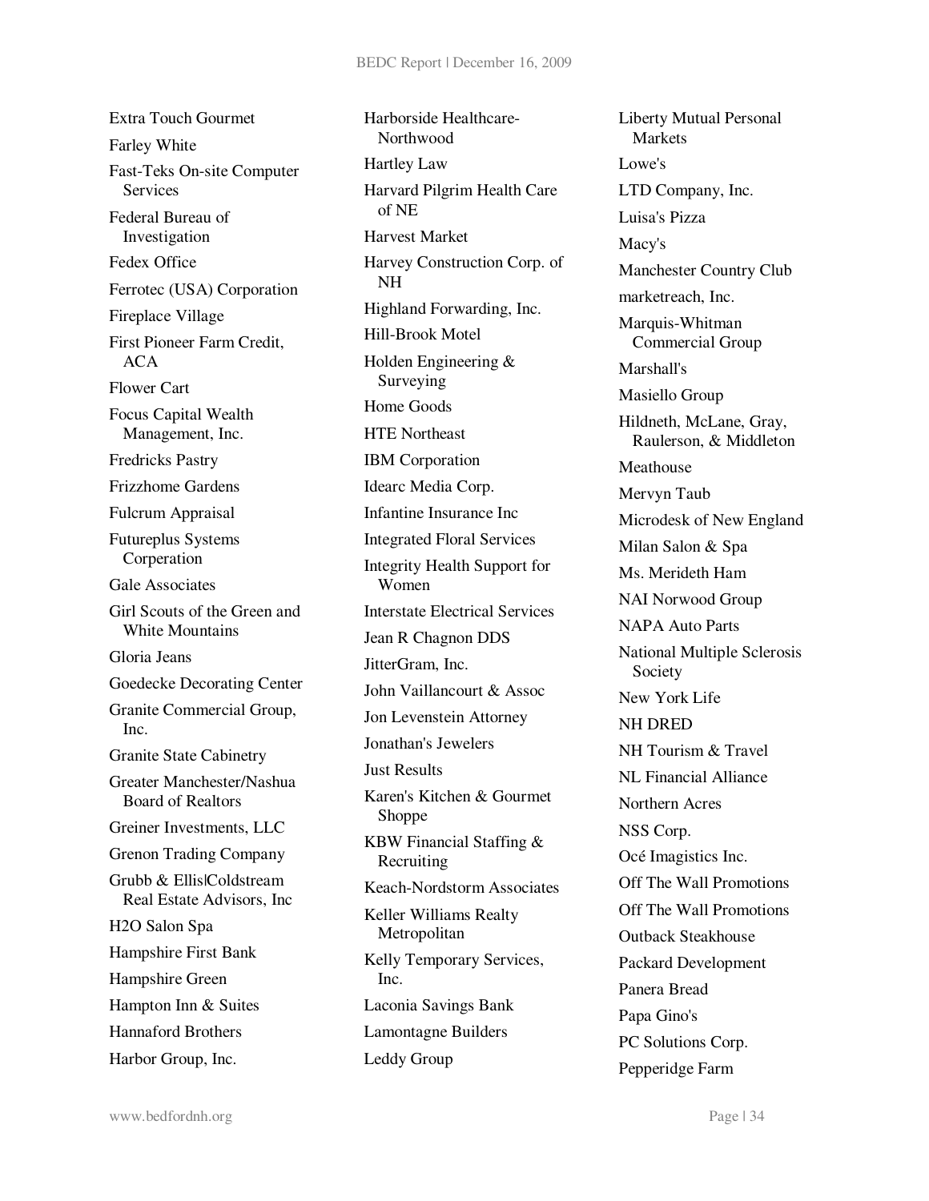Extra Touch Gourmet

Farley White

Fast-Teks On-site Computer Services

Federal Bureau of Investigation

Fedex Office

Ferrotec (USA) Corporation

Fireplace Village

First Pioneer Farm Credit, ACA

Flower Cart

Focus Capital Wealth Management, Inc.

Fredricks Pastry

Frizzhome Gardens

Fulcrum Appraisal

Futureplus Systems Corperation

Gale Associates

Girl Scouts of the Green and White Mountains

Gloria Jeans

Goedecke Decorating Center

Granite Commercial Group, Inc.

Granite State Cabinetry

Greater Manchester/Nashua Board of Realtors

Greiner Investments, LLC

Grenon Trading Company

Grubb & Ellis|Coldstream Real Estate Advisors, Inc

H2O Salon Spa

Hampshire First Bank

Hampshire Green

Hampton Inn & Suites

Hannaford Brothers

Harbor Group, Inc.

Harborside Healthcare-Northwood

Hartley Law

Harvard Pilgrim Health Care of NE

Harvest Market

Harvey Construction Corp. of NH

Highland Forwarding, Inc.

Hill-Brook Motel

Holden Engineering & Surveying

Home Goods

HTE Northeast

IBM Corporation

Idearc Media Corp.

Infantine Insurance Inc

Integrated Floral Services

Integrity Health Support for Women

Interstate Electrical Services

Jean R Chagnon DDS

JitterGram, Inc.

John Vaillancourt & Assoc

Jon Levenstein Attorney

Jonathan's Jewelers

Just Results

Karen's Kitchen & Gourmet Shoppe

KBW Financial Staffing & Recruiting

Keach-Nordstorm Associates

Keller Williams Realty Metropolitan

Kelly Temporary Services, Inc.

Laconia Savings Bank

Lamontagne Builders

Leddy Group

Liberty Mutual Personal Markets

Lowe's

LTD Company, Inc.

Luisa's Pizza

Macy's

Manchester Country Club

marketreach, Inc.

Marquis-Whitman Commercial Group

Marshall's

Masiello Group

Hildneth, McLane, Gray, Raulerson, & Middleton

Meathouse

Mervyn Taub

Microdesk of New England

Milan Salon & Spa

Ms. Merideth Ham

NAI Norwood Group

NAPA Auto Parts

National Multiple Sclerosis Society

New York Life

NH DRED

NH Tourism & Travel

NL Financial Alliance

Northern Acres

NSS Corp.

Océ Imagistics Inc.

Off The Wall Promotions

Off The Wall Promotions

Outback Steakhouse

Packard Development

Panera Bread

Papa Gino's

PC Solutions Corp.

Pepperidge Farm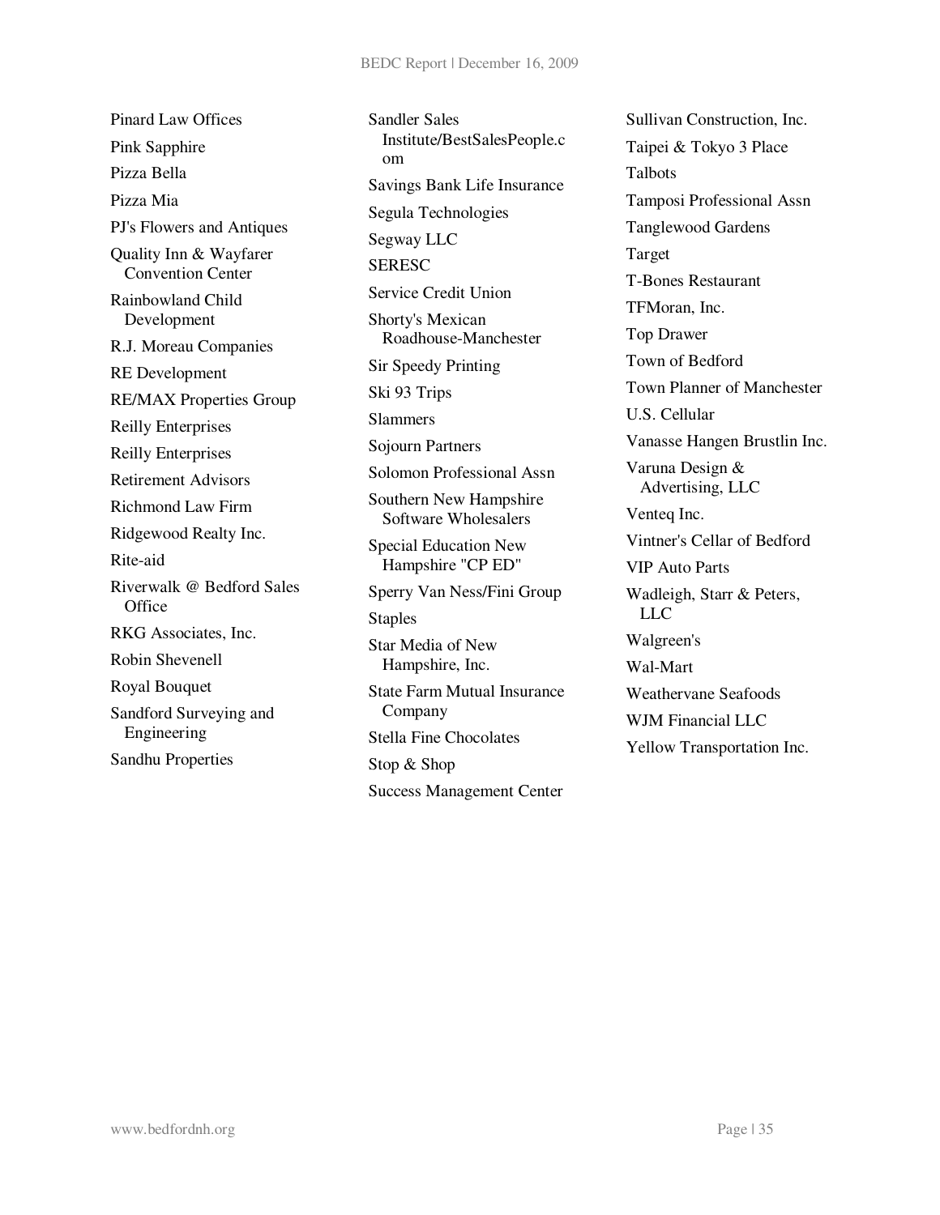Pinard Law Offices

Pink Sapphire

Pizza Bella

Pizza Mia

PJ's Flowers and Antiques

Quality Inn & Wayfarer Convention Center

Rainbowland Child Development

R.J. Moreau Companies

RE Development

RE/MAX Properties Group

Reilly Enterprises

Reilly Enterprises

Retirement Advisors

Richmond Law Firm

Ridgewood Realty Inc.

Rite-aid

Riverwalk @ Bedford Sales Office

RKG Associates, Inc.

Robin Shevenell

Royal Bouquet

Sandford Surveying and Engineering

Sandhu Properties

Sandler Sales Institute/BestSalesPeople.com

Savings Bank Life Insurance

Segula Technologies

Segway LLC

SERESC

Service Credit Union

Shorty's Mexican Roadhouse-Manchester

Sir Speedy Printing

Ski 93 Trips

Slammers

Sojourn Partners

Solomon Professional Assn

Southern New Hampshire Software Wholesalers

Special Education New Hampshire "CP ED"

Sperry Van Ness/Fini Group

Staples

Star Media of New Hampshire, Inc.

State Farm Mutual Insurance Company

Stella Fine Chocolates

Stop & Shop

Success Management Center

Sullivan Construction, Inc.

Taipei & Tokyo 3 Place

Talbots

Tamposi Professional Assn

Tanglewood Gardens

Target

T-Bones Restaurant

TFMoran, Inc.

Top Drawer

Town of Bedford

Town Planner of Manchester

U.S. Cellular

Vanasse Hangen Brustlin Inc.

Varuna Design & Advertising, LLC

Venteq Inc.

Vintner's Cellar of Bedford

VIP Auto Parts

Wadleigh, Starr & Peters, LLC

Walgreen's

Wal-Mart

Weathervane Seafoods

WJM Financial LLC

Yellow Transportation Inc.